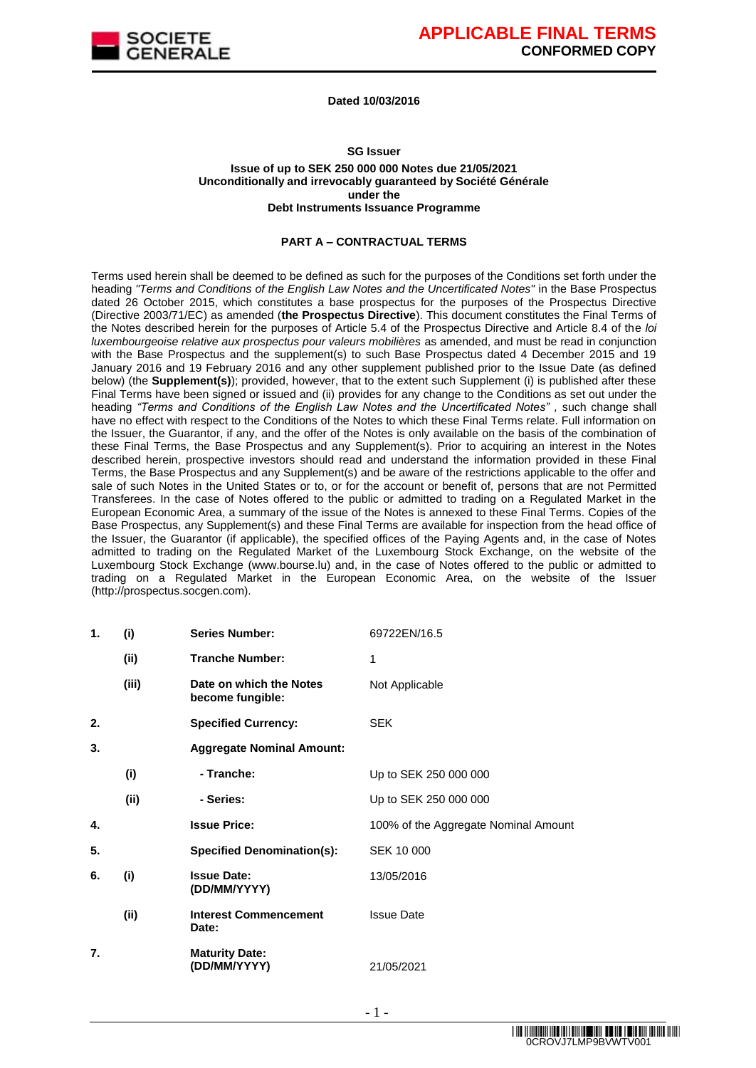# APPLICABLE FINAL TERMS
## CONFORMED COPY

**Dated 10/03/2016**

**SG Issuer**

**Issue of up to SEK 250 000 000 Notes due 21/05/2021**
**Unconditionally and irrevocably guaranteed by Société Générale**
**under the**
**Debt Instruments Issuance Programme**

**PART A – CONTRACTUAL TERMS**

Terms used herein shall be deemed to be defined as such for the purposes of the Conditions set forth under the heading *"Terms and Conditions of the English Law Notes and the Uncertificated Notes"* in the Base Prospectus dated 26 October 2015, which constitutes a base prospectus for the purposes of the Prospectus Directive (Directive 2003/71/EC) as amended (**the Prospectus Directive**). This document constitutes the Final Terms of the Notes described herein for the purposes of Article 5.4 of the Prospectus Directive and Article 8.4 of the *loi luxembourgeoise relative aux prospectus pour valeurs mobilières* as amended, and must be read in conjunction with the Base Prospectus and the supplement(s) to such Base Prospectus dated 4 December 2015 and 19 January 2016 and 19 February 2016 and any other supplement published prior to the Issue Date (as defined below) (the **Supplement(s)**); provided, however, that to the extent such Supplement (i) is published after these Final Terms have been signed or issued and (ii) provides for any change to the Conditions as set out under the heading *"Terms and Conditions of the English Law Notes and the Uncertificated Notes"* , such change shall have no effect with respect to the Conditions of the Notes to which these Final Terms relate. Full information on the Issuer, the Guarantor, if any, and the offer of the Notes is only available on the basis of the combination of these Final Terms, the Base Prospectus and any Supplement(s). Prior to acquiring an interest in the Notes described herein, prospective investors should read and understand the information provided in these Final Terms, the Base Prospectus and any Supplement(s) and be aware of the restrictions applicable to the offer and sale of such Notes in the United States or to, or for the account or benefit of, persons that are not Permitted Transferees. In the case of Notes offered to the public or admitted to trading on a Regulated Market in the European Economic Area, a summary of the issue of the Notes is annexed to these Final Terms. Copies of the Base Prospectus, any Supplement(s) and these Final Terms are available for inspection from the head office of the Issuer, the Guarantor (if applicable), the specified offices of the Paying Agents and, in the case of Notes admitted to trading on the Regulated Market of the Luxembourg Stock Exchange, on the website of the Luxembourg Stock Exchange (www.bourse.lu) and, in the case of Notes offered to the public or admitted to trading on a Regulated Market in the European Economic Area, on the website of the Issuer (http://prospectus.socgen.com).

| | | | |
|---|---|---|---|
| **1.** | **(i)** | **Series Number:** | 69722EN/16.5 |
| | **(ii)** | **Tranche Number:** | 1 |
| | **(iii)** | **Date on which the Notes become fungible:** | Not Applicable |
| **2.** | | **Specified Currency:** | SEK |
| **3.** | | **Aggregate Nominal Amount:** | |
| | **(i)** | **- Tranche:** | Up to SEK 250 000 000 |
| | **(ii)** | **- Series:** | Up to SEK 250 000 000 |
| **4.** | | **Issue Price:** | 100% of the Aggregate Nominal Amount |
| **5.** | | **Specified Denomination(s):** | SEK 10 000 |
| **6.** | **(i)** | **Issue Date: (DD/MM/YYYY)** | 13/05/2016 |
| | **(ii)** | **Interest Commencement Date:** | Issue Date |
| **7.** | | **Maturity Date: (DD/MM/YYYY)** | 21/05/2021 |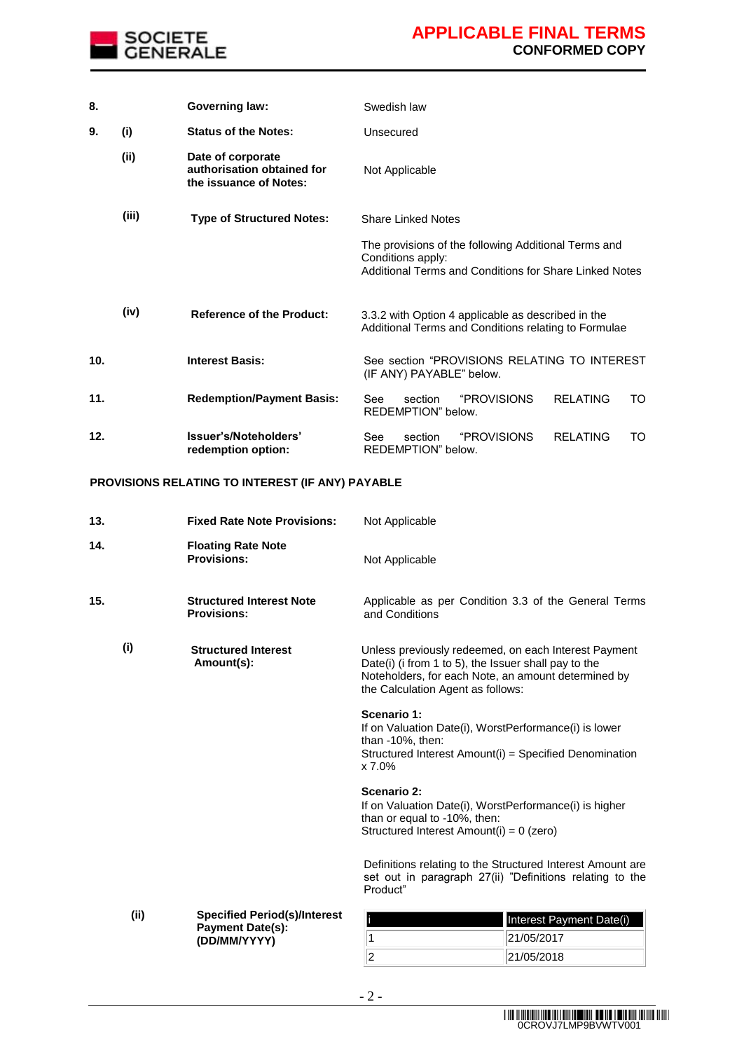| | | | |
|---|---|---|---|
| **8.** | | **Governing law:** | Swedish law |
| **9.** | **(i)** | **Status of the Notes:** | Unsecured |
| | **(ii)** | **Date of corporate authorisation obtained for the issuance of Notes:** | Not Applicable |
| | **(iii)** | **Type of Structured Notes:** | Share Linked Notes<br><br>The provisions of the following Additional Terms and Conditions apply:<br>Additional Terms and Conditions for Share Linked Notes |
| | **(iv)** | **Reference of the Product:** | 3.3.2 with Option 4 applicable as described in the Additional Terms and Conditions relating to Formulae |
| **10.** | | **Interest Basis:** | See section "PROVISIONS RELATING TO INTEREST (IF ANY) PAYABLE" below. |
| **11.** | | **Redemption/Payment Basis:** | See section "PROVISIONS RELATING TO REDEMPTION" below. |
| **12.** | | **Issuer's/Noteholders' redemption option:** | See section "PROVISIONS RELATING TO REDEMPTION" below. |

**PROVISIONS RELATING TO INTEREST (IF ANY) PAYABLE**

| | | | |
|---|---|---|---|
| **13.** | | **Fixed Rate Note Provisions:** | Not Applicable |
| **14.** | | **Floating Rate Note Provisions:** | Not Applicable |
| **15.** | | **Structured Interest Note Provisions:** | Applicable as per Condition 3.3 of the General Terms and Conditions |
| | **(i)** | **Structured Interest Amount(s):** | Unless previously redeemed, on each Interest Payment Date(i) (i from 1 to 5), the Issuer shall pay to the Noteholders, for each Note, an amount determined by the Calculation Agent as follows:<br><br>**Scenario 1:**<br>If on Valuation Date(i), WorstPerformance(i) is lower than -10%, then:<br>Structured Interest Amount(i) = Specified Denomination x 7.0%<br><br>**Scenario 2:**<br>If on Valuation Date(i), WorstPerformance(i) is higher than or equal to -10%, then:<br>Structured Interest Amount(i) = 0 (zero)<br><br>Definitions relating to the Structured Interest Amount are set out in paragraph 27(ii) "Definitions relating to the Product" |
| | **(ii)** | **Specified Period(s)/Interest Payment Date(s): (DD/MM/YYYY)** | |

| i | Interest Payment Date(i) |
|---|---|
| 1 | 21/05/2017 |
| 2 | 21/05/2018 |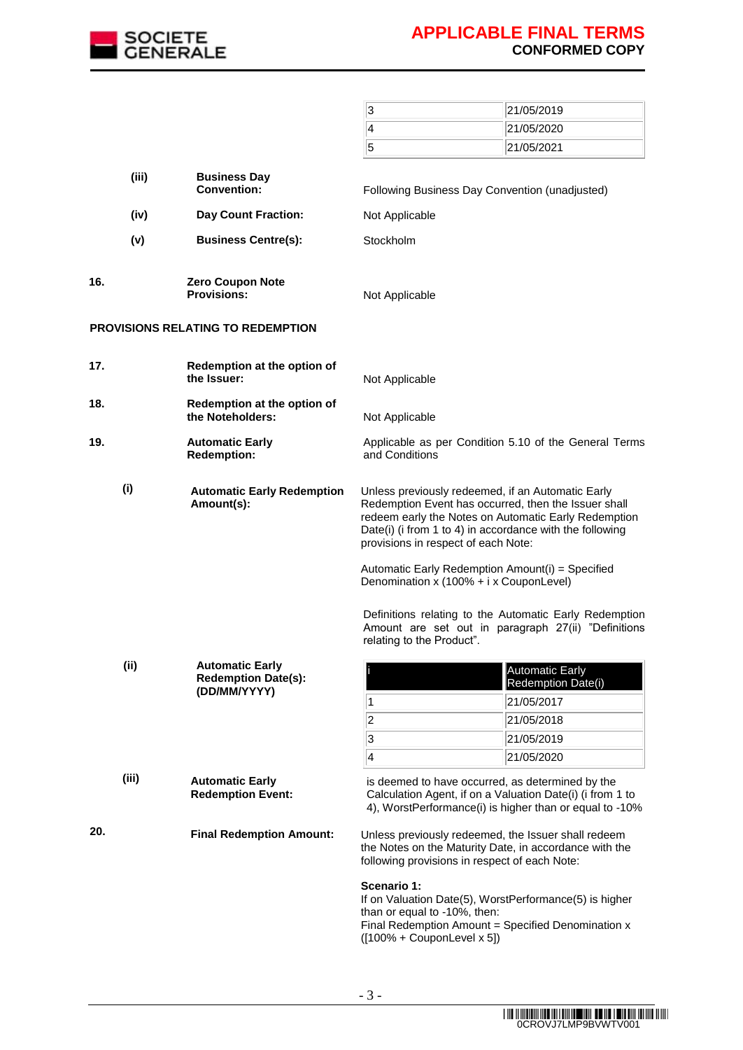| | |
|---|---|
| 3 | 21/05/2019 |
| 4 | 21/05/2020 |
| 5 | 21/05/2021 |

| | | | |
|---|---|---|---|
| | (iii) | **Business Day Convention:** | Following Business Day Convention (unadjusted) |
| | (iv) | **Day Count Fraction:** | Not Applicable |
| | (v) | **Business Centre(s):** | Stockholm |
| **16.** | | **Zero Coupon Note Provisions:** | Not Applicable |

**PROVISIONS RELATING TO REDEMPTION**

| | | | |
|---|---|---|---|
| **17.** | | **Redemption at the option of the Issuer:** | Not Applicable |
| **18.** | | **Redemption at the option of the Noteholders:** | Not Applicable |
| **19.** | | **Automatic Early Redemption:** | Applicable as per Condition 5.10 of the General Terms and Conditions |

**(i) Automatic Early Redemption Amount(s):**

Unless previously redeemed, if an Automatic Early Redemption Event has occurred, then the Issuer shall redeem early the Notes on Automatic Early Redemption Date(i) (i from 1 to 4) in accordance with the following provisions in respect of each Note:

Automatic Early Redemption Amount(i) = Specified Denomination x (100% + i x CouponLevel)

Definitions relating to the Automatic Early Redemption Amount are set out in paragraph 27(ii) "Definitions relating to the Product".

**(ii) Automatic Early Redemption Date(s): (DD/MM/YYYY)**

| i | Automatic Early Redemption Date(i) |
|---|---|
| 1 | 21/05/2017 |
| 2 | 21/05/2018 |
| 3 | 21/05/2019 |
| 4 | 21/05/2020 |

**(iii) Automatic Early Redemption Event:**

is deemed to have occurred, as determined by the Calculation Agent, if on a Valuation Date(i) (i from 1 to 4), WorstPerformance(i) is higher than or equal to -10%

**20. Final Redemption Amount:**

Unless previously redeemed, the Issuer shall redeem the Notes on the Maturity Date, in accordance with the following provisions in respect of each Note:

**Scenario 1:**
If on Valuation Date(5), WorstPerformance(5) is higher than or equal to -10%, then:
Final Redemption Amount = Specified Denomination x ([100% + CouponLevel x 5])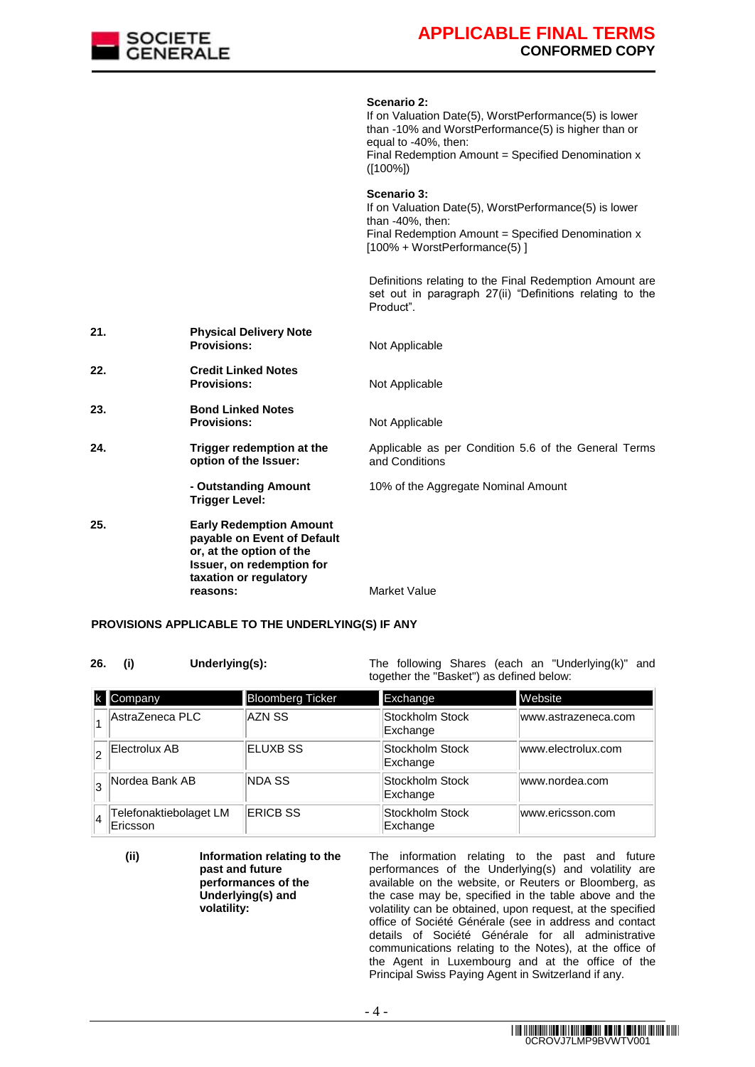**Scenario 2:**
If on Valuation Date(5), WorstPerformance(5) is lower than -10% and WorstPerformance(5) is higher than or equal to -40%, then:
Final Redemption Amount = Specified Denomination x ([100%])

**Scenario 3:**
If on Valuation Date(5), WorstPerformance(5) is lower than -40%, then:
Final Redemption Amount = Specified Denomination x [100% + WorstPerformance(5) ]

Definitions relating to the Final Redemption Amount are set out in paragraph 27(ii) "Definitions relating to the Product".

| | | |
|---|---|---|
| **21.** | **Physical Delivery Note Provisions:** | Not Applicable |
| **22.** | **Credit Linked Notes Provisions:** | Not Applicable |
| **23.** | **Bond Linked Notes Provisions:** | Not Applicable |
| **24.** | **Trigger redemption at the option of the Issuer:** | Applicable as per Condition 5.6 of the General Terms and Conditions |
| | **- Outstanding Amount Trigger Level:** | 10% of the Aggregate Nominal Amount |
| **25.** | **Early Redemption Amount payable on Event of Default or, at the option of the Issuer, on redemption for taxation or regulatory reasons:** | Market Value |

**PROVISIONS APPLICABLE TO THE UNDERLYING(S) IF ANY**

**26. (i) Underlying(s):** The following Shares (each an "Underlying(k)" and together the "Basket") as defined below:

| k | Company | Bloomberg Ticker | Exchange | Website |
|---|---|---|---|---|
| 1 | AstraZeneca PLC | AZN SS | Stockholm Stock Exchange | www.astrazeneca.com |
| 2 | Electrolux AB | ELUXB SS | Stockholm Stock Exchange | www.electrolux.com |
| 3 | Nordea Bank AB | NDA SS | Stockholm Stock Exchange | www.nordea.com |
| 4 | Telefonaktiebolaget LM Ericsson | ERICB SS | Stockholm Stock Exchange | www.ericsson.com |

**(ii) Information relating to the past and future performances of the Underlying(s) and volatility:** The information relating to the past and future performances of the Underlying(s) and volatility are available on the website, or Reuters or Bloomberg, as the case may be, specified in the table above and the volatility can be obtained, upon request, at the specified office of Société Générale (see in address and contact details of Société Générale for all administrative communications relating to the Notes), at the office of the Agent in Luxembourg and at the office of the Principal Swiss Paying Agent in Switzerland if any.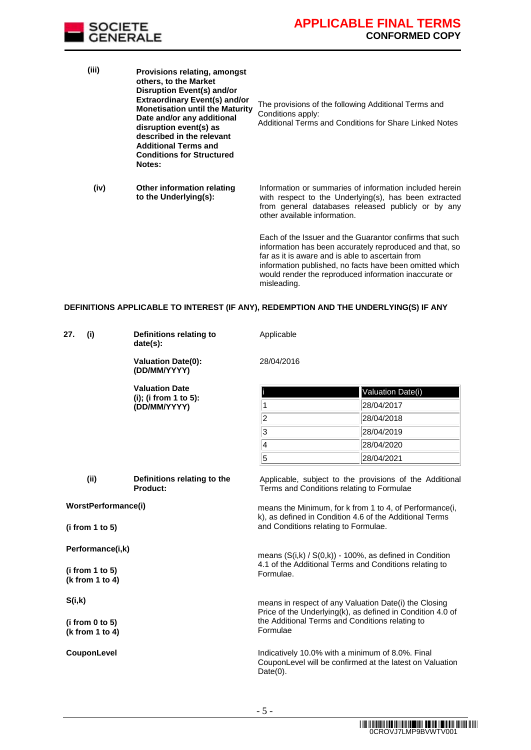| | | |
|---|---|---|
| (iii) | **Provisions relating, amongst others, to the Market Disruption Event(s) and/or Extraordinary Event(s) and/or Monetisation until the Maturity Date and/or any additional disruption event(s) as described in the relevant Additional Terms and Conditions for Structured Notes:** | The provisions of the following Additional Terms and Conditions apply: Additional Terms and Conditions for Share Linked Notes |
| (iv) | **Other information relating to the Underlying(s):** | Information or summaries of information included herein with respect to the Underlying(s), has been extracted from general databases released publicly or by any other available information.<br><br>Each of the Issuer and the Guarantor confirms that such information has been accurately reproduced and that, so far as it is aware and is able to ascertain from information published, no facts have been omitted which would render the reproduced information inaccurate or misleading. |

**DEFINITIONS APPLICABLE TO INTEREST (IF ANY), REDEMPTION AND THE UNDERLYING(S) IF ANY**

**27. (i) Definitions relating to date(s):** Applicable

**Valuation Date(0): (DD/MM/YYYY)** 28/04/2016

**Valuation Date (i); (i from 1 to 5): (DD/MM/YYYY)**

| i | Valuation Date(i) |
|---|---|
| 1 | 28/04/2017 |
| 2 | 28/04/2018 |
| 3 | 28/04/2019 |
| 4 | 28/04/2020 |
| 5 | 28/04/2021 |

**(ii) Definitions relating to the Product:** Applicable, subject to the provisions of the Additional Terms and Conditions relating to Formulae

| | |
|---|---|
| **WorstPerformance(i)**<br><br>**(i from 1 to 5)** | means the Minimum, for k from 1 to 4, of Performance(i, k), as defined in Condition 4.6 of the Additional Terms and Conditions relating to Formulae. |
| **Performance(i,k)**<br><br>**(i from 1 to 5)**<br>**(k from 1 to 4)** | means (S(i,k) / S(0,k)) - 100%, as defined in Condition 4.1 of the Additional Terms and Conditions relating to Formulae. |
| **S(i,k)**<br><br>**(i from 0 to 5)**<br>**(k from 1 to 4)** | means in respect of any Valuation Date(i) the Closing Price of the Underlying(k), as defined in Condition 4.0 of the Additional Terms and Conditions relating to Formulae |
| **CouponLevel** | Indicatively 10.0% with a minimum of 8.0%. Final CouponLevel will be confirmed at the latest on Valuation Date(0). |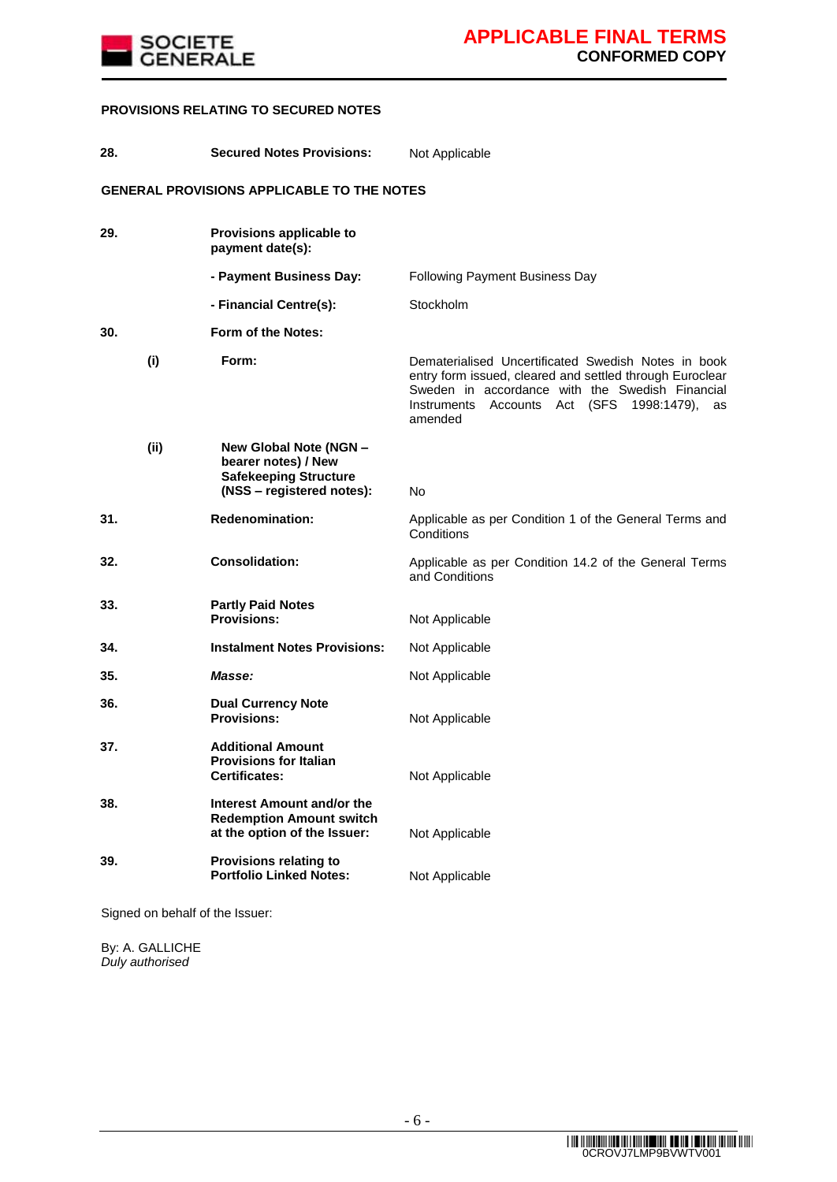**PROVISIONS RELATING TO SECURED NOTES**

| | | | |
|---|---|---|---|
| **28.** | | **Secured Notes Provisions:** | Not Applicable |

**GENERAL PROVISIONS APPLICABLE TO THE NOTES**

| | | | |
|---|---|---|---|
| **29.** | | **Provisions applicable to payment date(s):** | |
| | | **- Payment Business Day:** | Following Payment Business Day |
| | | **- Financial Centre(s):** | Stockholm |
| **30.** | | **Form of the Notes:** | |
| | **(i)** | **Form:** | Dematerialised Uncertificated Swedish Notes in book entry form issued, cleared and settled through Euroclear Sweden in accordance with the Swedish Financial Instruments Accounts Act (SFS 1998:1479), as amended |
| | **(ii)** | **New Global Note (NGN – bearer notes) / New Safekeeping Structure (NSS – registered notes):** | No |
| **31.** | | **Redenomination:** | Applicable as per Condition 1 of the General Terms and Conditions |
| **32.** | | **Consolidation:** | Applicable as per Condition 14.2 of the General Terms and Conditions |
| **33.** | | **Partly Paid Notes Provisions:** | Not Applicable |
| **34.** | | **Instalment Notes Provisions:** | Not Applicable |
| **35.** | | ***Masse:*** | Not Applicable |
| **36.** | | **Dual Currency Note Provisions:** | Not Applicable |
| **37.** | | **Additional Amount Provisions for Italian Certificates:** | Not Applicable |
| **38.** | | **Interest Amount and/or the Redemption Amount switch at the option of the Issuer:** | Not Applicable |
| **39.** | | **Provisions relating to Portfolio Linked Notes:** | Not Applicable |

Signed on behalf of the Issuer:

By: A. GALLICHE
*Duly authorised*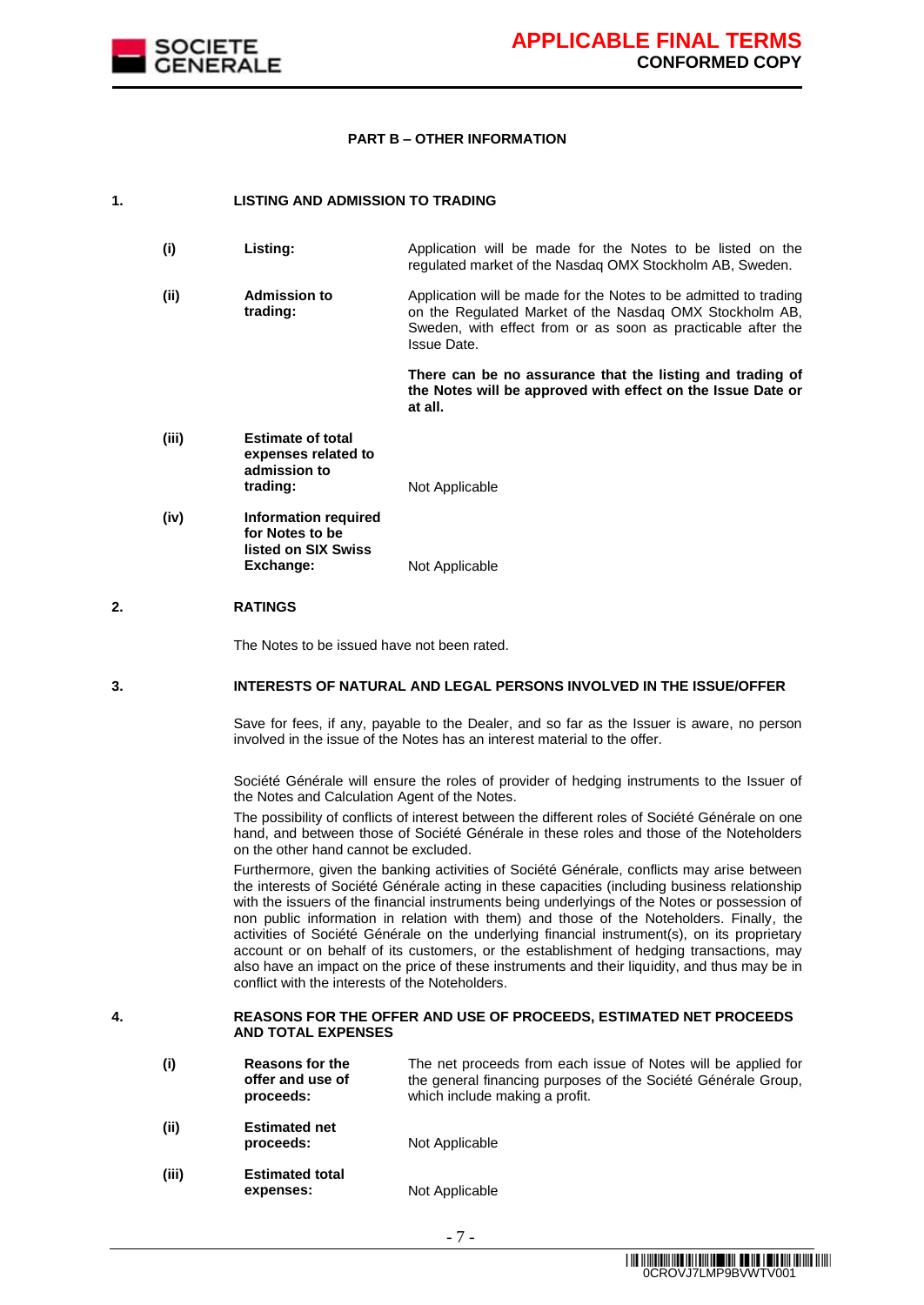## PART B – OTHER INFORMATION

### 1. LISTING AND ADMISSION TO TRADING

| | | |
|---|---|---|
| (i) | **Listing:** | Application will be made for the Notes to be listed on the regulated market of the Nasdaq OMX Stockholm AB, Sweden. |
| (ii) | **Admission to trading:** | Application will be made for the Notes to be admitted to trading on the Regulated Market of the Nasdaq OMX Stockholm AB, Sweden, with effect from or as soon as practicable after the Issue Date.<br><br>**There can be no assurance that the listing and trading of the Notes will be approved with effect on the Issue Date or at all.** |
| (iii) | **Estimate of total expenses related to admission to trading:** | Not Applicable |
| (iv) | **Information required for Notes to be listed on SIX Swiss Exchange:** | Not Applicable |

### 2. RATINGS

The Notes to be issued have not been rated.

### 3. INTERESTS OF NATURAL AND LEGAL PERSONS INVOLVED IN THE ISSUE/OFFER

Save for fees, if any, payable to the Dealer, and so far as the Issuer is aware, no person involved in the issue of the Notes has an interest material to the offer.

Société Générale will ensure the roles of provider of hedging instruments to the Issuer of the Notes and Calculation Agent of the Notes.

The possibility of conflicts of interest between the different roles of Société Générale on one hand, and between those of Société Générale in these roles and those of the Noteholders on the other hand cannot be excluded.

Furthermore, given the banking activities of Société Générale, conflicts may arise between the interests of Société Générale acting in these capacities (including business relationship with the issuers of the financial instruments being underlyings of the Notes or possession of non public information in relation with them) and those of the Noteholders. Finally, the activities of Société Générale on the underlying financial instrument(s), on its proprietary account or on behalf of its customers, or the establishment of hedging transactions, may also have an impact on the price of these instruments and their liquidity, and thus may be in conflict with the interests of the Noteholders.

### 4. REASONS FOR THE OFFER AND USE OF PROCEEDS, ESTIMATED NET PROCEEDS AND TOTAL EXPENSES

| | | |
|---|---|---|
| (i) | **Reasons for the offer and use of proceeds:** | The net proceeds from each issue of Notes will be applied for the general financing purposes of the Société Générale Group, which include making a profit. |
| (ii) | **Estimated net proceeds:** | Not Applicable |
| (iii) | **Estimated total expenses:** | Not Applicable |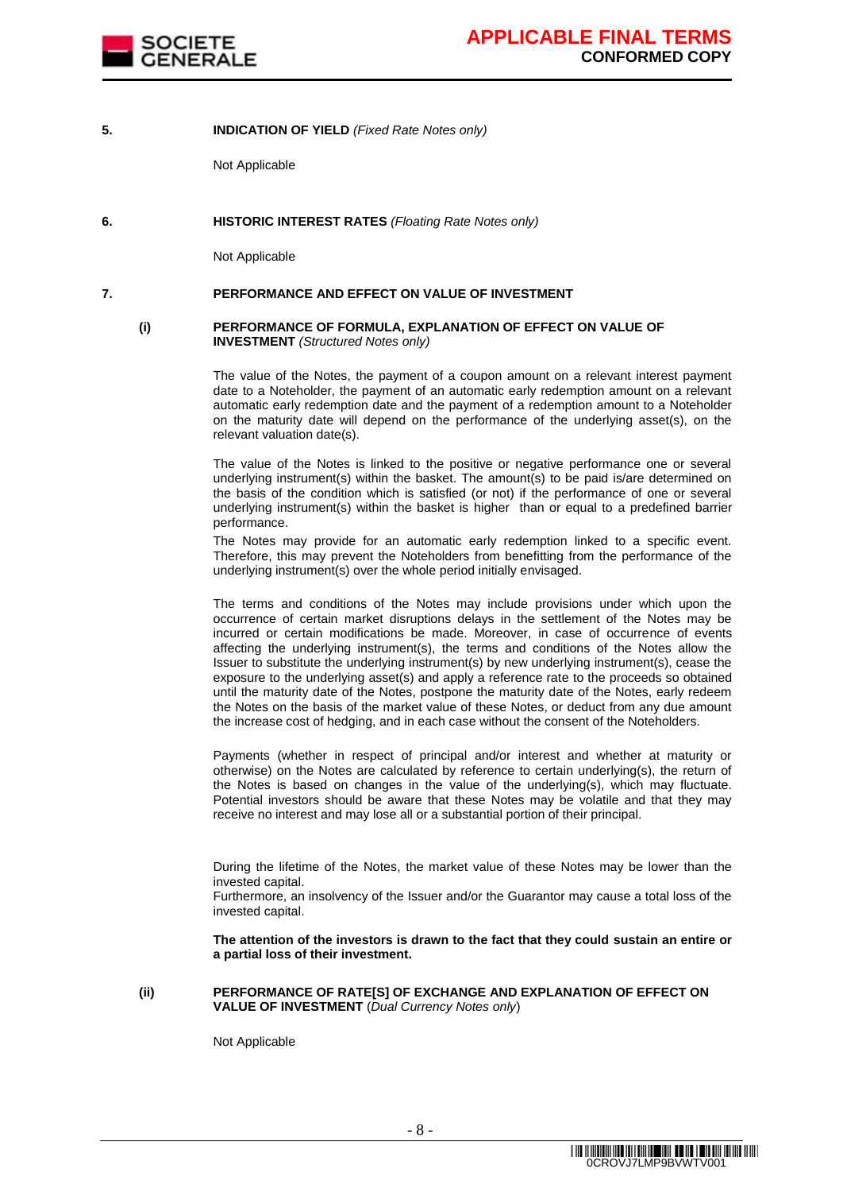**5. INDICATION OF YIELD** *(Fixed Rate Notes only)*

Not Applicable

**6. HISTORIC INTEREST RATES** *(Floating Rate Notes only)*

Not Applicable

**7. PERFORMANCE AND EFFECT ON VALUE OF INVESTMENT**

**(i) PERFORMANCE OF FORMULA, EXPLANATION OF EFFECT ON VALUE OF INVESTMENT** *(Structured Notes only)*

The value of the Notes, the payment of a coupon amount on a relevant interest payment date to a Noteholder, the payment of an automatic early redemption amount on a relevant automatic early redemption date and the payment of a redemption amount to a Noteholder on the maturity date will depend on the performance of the underlying asset(s), on the relevant valuation date(s).

The value of the Notes is linked to the positive or negative performance one or several underlying instrument(s) within the basket. The amount(s) to be paid is/are determined on the basis of the condition which is satisfied (or not) if the performance of one or several underlying instrument(s) within the basket is higher than or equal to a predefined barrier performance.

The Notes may provide for an automatic early redemption linked to a specific event. Therefore, this may prevent the Noteholders from benefitting from the performance of the underlying instrument(s) over the whole period initially envisaged.

The terms and conditions of the Notes may include provisions under which upon the occurrence of certain market disruptions delays in the settlement of the Notes may be incurred or certain modifications be made. Moreover, in case of occurrence of events affecting the underlying instrument(s), the terms and conditions of the Notes allow the Issuer to substitute the underlying instrument(s) by new underlying instrument(s), cease the exposure to the underlying asset(s) and apply a reference rate to the proceeds so obtained until the maturity date of the Notes, postpone the maturity date of the Notes, early redeem the Notes on the basis of the market value of these Notes, or deduct from any due amount the increase cost of hedging, and in each case without the consent of the Noteholders.

Payments (whether in respect of principal and/or interest and whether at maturity or otherwise) on the Notes are calculated by reference to certain underlying(s), the return of the Notes is based on changes in the value of the underlying(s), which may fluctuate. Potential investors should be aware that these Notes may be volatile and that they may receive no interest and may lose all or a substantial portion of their principal.

During the lifetime of the Notes, the market value of these Notes may be lower than the invested capital.
Furthermore, an insolvency of the Issuer and/or the Guarantor may cause a total loss of the invested capital.

**The attention of the investors is drawn to the fact that they could sustain an entire or a partial loss of their investment.**

**(ii) PERFORMANCE OF RATE[S] OF EXCHANGE AND EXPLANATION OF EFFECT ON VALUE OF INVESTMENT** (*Dual Currency Notes only*)

Not Applicable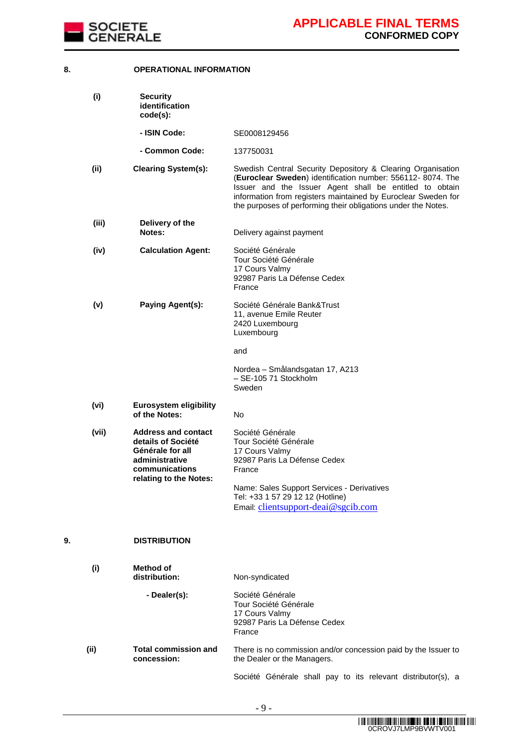## 8. OPERATIONAL INFORMATION

| | | |
|---|---|---|
| (i) | **Security identification code(s):** | |
| | **- ISIN Code:** | SE0008129456 |
| | **- Common Code:** | 137750031 |
| (ii) | **Clearing System(s):** | Swedish Central Security Depository & Clearing Organisation (**Euroclear Sweden**) identification number: 556112- 8074. The Issuer and the Issuer Agent shall be entitled to obtain information from registers maintained by Euroclear Sweden for the purposes of performing their obligations under the Notes. |
| (iii) | **Delivery of the Notes:** | Delivery against payment |
| (iv) | **Calculation Agent:** | Société Générale<br>Tour Société Générale<br>17 Cours Valmy<br>92987 Paris La Défense Cedex<br>France |
| (v) | **Paying Agent(s):** | Société Générale Bank&Trust<br>11, avenue Emile Reuter<br>2420 Luxembourg<br>Luxembourg<br><br>and<br><br>Nordea – Smålandsgatan 17, A213<br>– SE-105 71 Stockholm<br>Sweden |
| (vi) | **Eurosystem eligibility of the Notes:** | No |
| (vii) | **Address and contact details of Société Générale for all administrative communications relating to the Notes:** | Société Générale<br>Tour Société Générale<br>17 Cours Valmy<br>92987 Paris La Défense Cedex<br>France<br><br>Name: Sales Support Services - Derivatives<br>Tel: +33 1 57 29 12 12 (Hotline)<br>Email: clientsupport-deai@sgcib.com |

## 9. DISTRIBUTION

| | | |
|---|---|---|
| (i) | **Method of distribution:** | Non-syndicated |
| | **- Dealer(s):** | Société Générale<br>Tour Société Générale<br>17 Cours Valmy<br>92987 Paris La Défense Cedex<br>France |
| (ii) | **Total commission and concession:** | There is no commission and/or concession paid by the Issuer to the Dealer or the Managers.<br><br>Société Générale shall pay to its relevant distributor(s), a |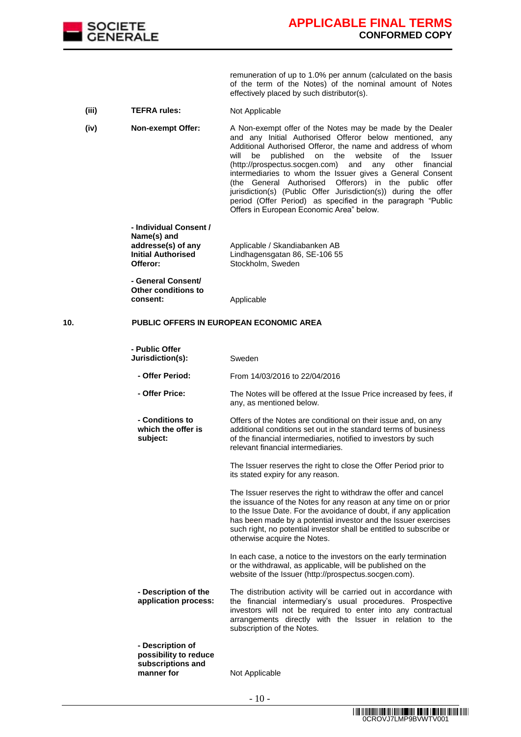| | | |
|---|---|---|
| | | remuneration of up to 1.0% per annum (calculated on the basis of the term of the Notes) of the nominal amount of Notes effectively placed by such distributor(s). |
| **(iii)** | **TEFRA rules:** | Not Applicable |
| **(iv)** | **Non-exempt Offer:** | A Non-exempt offer of the Notes may be made by the Dealer and any Initial Authorised Offeror below mentioned, any Additional Authorised Offeror, the name and address of whom will be published on the website of the Issuer (http://prospectus.socgen.com) and any other financial intermediaries to whom the Issuer gives a General Consent (the General Authorised Offerors) in the public offer jurisdiction(s) (Public Offer Jurisdiction(s)) during the offer period (Offer Period) as specified in the paragraph "Public Offers in European Economic Area" below. |
| | **- Individual Consent / Name(s) and addresse(s) of any Initial Authorised Offeror:** | Applicable / Skandiabanken AB Lindhagensgatan 86, SE-106 55 Stockholm, Sweden |
| | **- General Consent/ Other conditions to consent:** | Applicable |

**10. PUBLIC OFFERS IN EUROPEAN ECONOMIC AREA**

| | |
|---|---|
| **- Public Offer Jurisdiction(s):** | Sweden |
| **- Offer Period:** | From 14/03/2016 to 22/04/2016 |
| **- Offer Price:** | The Notes will be offered at the Issue Price increased by fees, if any, as mentioned below. |
| **- Conditions to which the offer is subject:** | Offers of the Notes are conditional on their issue and, on any additional conditions set out in the standard terms of business of the financial intermediaries, notified to investors by such relevant financial intermediaries.<br><br>The Issuer reserves the right to close the Offer Period prior to its stated expiry for any reason.<br><br>The Issuer reserves the right to withdraw the offer and cancel the issuance of the Notes for any reason at any time on or prior to the Issue Date. For the avoidance of doubt, if any application has been made by a potential investor and the Issuer exercises such right, no potential investor shall be entitled to subscribe or otherwise acquire the Notes.<br><br>In each case, a notice to the investors on the early termination or the withdrawal, as applicable, will be published on the website of the Issuer (http://prospectus.socgen.com). |
| **- Description of the application process:** | The distribution activity will be carried out in accordance with the financial intermediary's usual procedures. Prospective investors will not be required to enter into any contractual arrangements directly with the Issuer in relation to the subscription of the Notes. |
| **- Description of possibility to reduce subscriptions and manner for** | Not Applicable |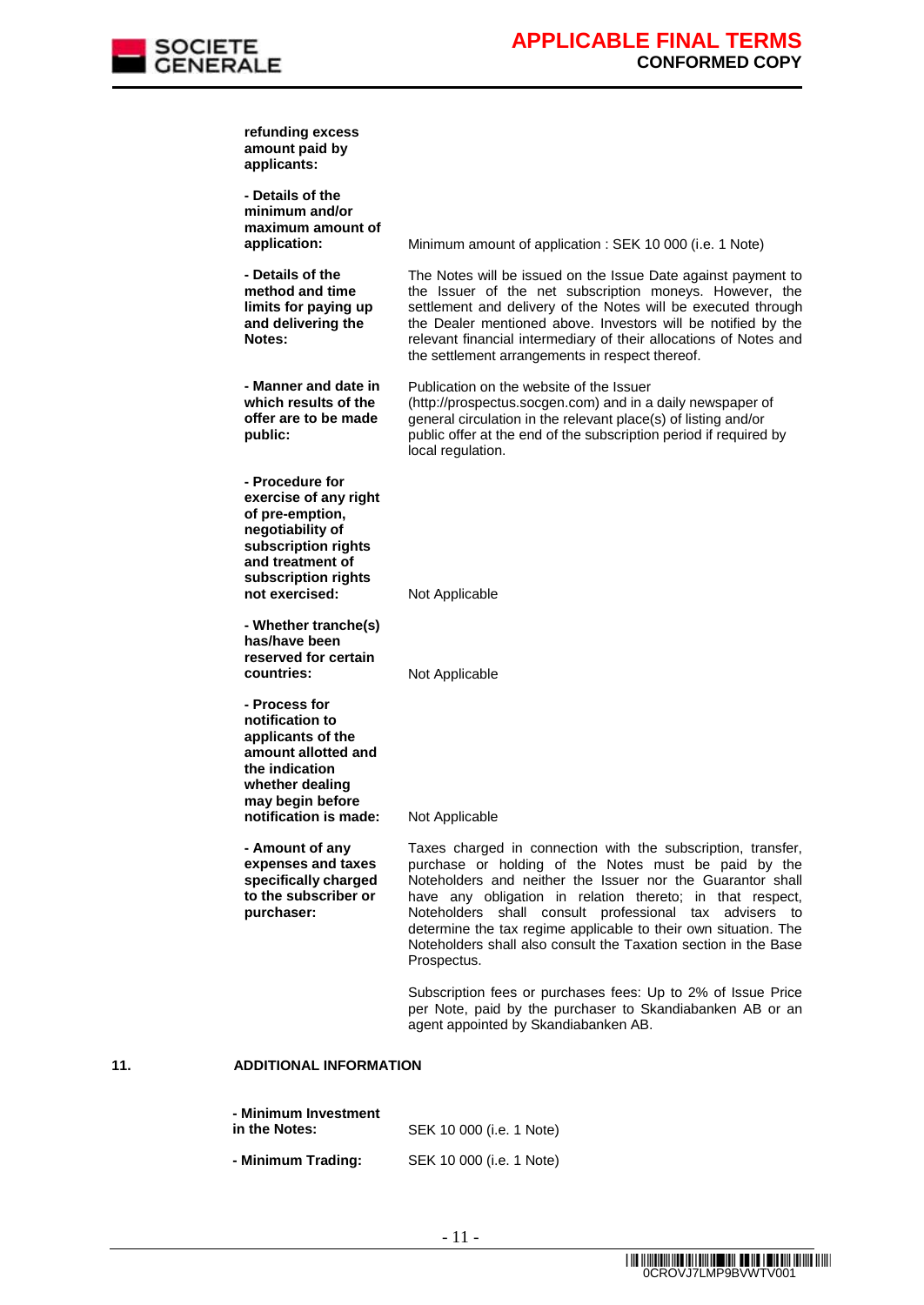| | |
|---|---|
| **refunding excess amount paid by applicants:** | |
| **- Details of the minimum and/or maximum amount of application:** | Minimum amount of application : SEK 10 000 (i.e. 1 Note) |
| **- Details of the method and time limits for paying up and delivering the Notes:** | The Notes will be issued on the Issue Date against payment to the Issuer of the net subscription moneys. However, the settlement and delivery of the Notes will be executed through the Dealer mentioned above. Investors will be notified by the relevant financial intermediary of their allocations of Notes and the settlement arrangements in respect thereof. |
| **- Manner and date in which results of the offer are to be made public:** | Publication on the website of the Issuer (http://prospectus.socgen.com) and in a daily newspaper of general circulation in the relevant place(s) of listing and/or public offer at the end of the subscription period if required by local regulation. |
| **- Procedure for exercise of any right of pre-emption, negotiability of subscription rights and treatment of subscription rights not exercised:** | Not Applicable |
| **- Whether tranche(s) has/have been reserved for certain countries:** | Not Applicable |
| **- Process for notification to applicants of the amount allotted and the indication whether dealing may begin before notification is made:** | Not Applicable |
| **- Amount of any expenses and taxes specifically charged to the subscriber or purchaser:** | Taxes charged in connection with the subscription, transfer, purchase or holding of the Notes must be paid by the Noteholders and neither the Issuer nor the Guarantor shall have any obligation in relation thereto; in that respect, Noteholders shall consult professional tax advisers to determine the tax regime applicable to their own situation. The Noteholders shall also consult the Taxation section in the Base Prospectus.<br><br>Subscription fees or purchases fees: Up to 2% of Issue Price per Note, paid by the purchaser to Skandiabanken AB or an agent appointed by Skandiabanken AB. |

**11. ADDITIONAL INFORMATION**

| | |
|---|---|
| **- Minimum Investment in the Notes:** | SEK 10 000 (i.e. 1 Note) |
| **- Minimum Trading:** | SEK 10 000 (i.e. 1 Note) |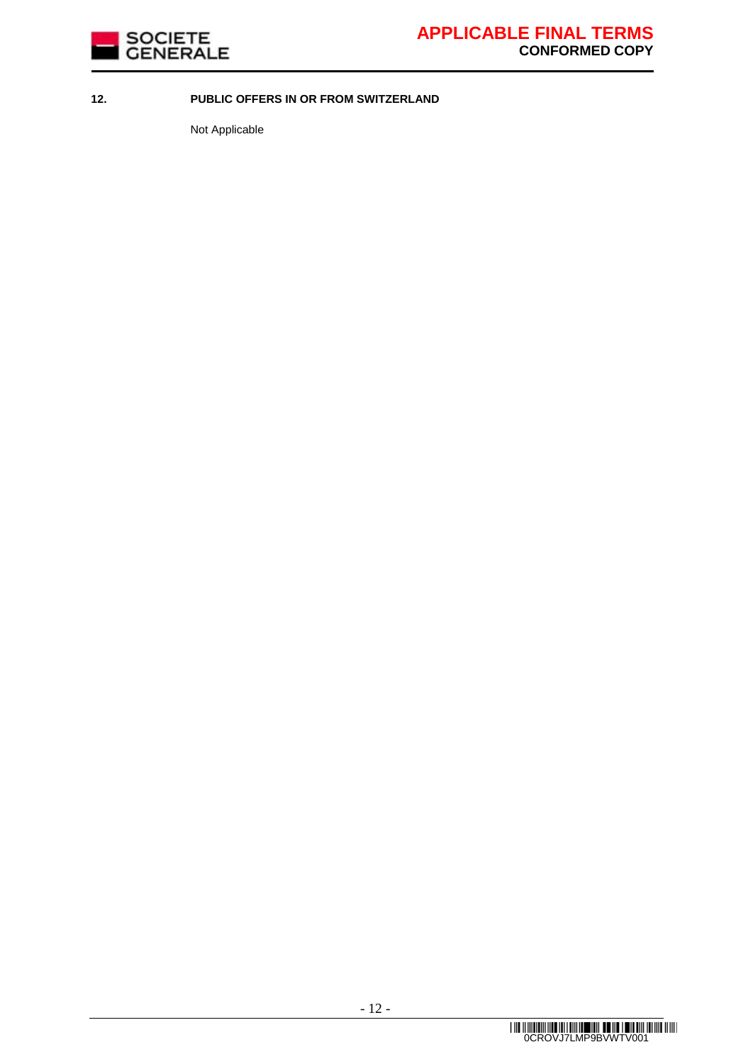**12. PUBLIC OFFERS IN OR FROM SWITZERLAND**

Not Applicable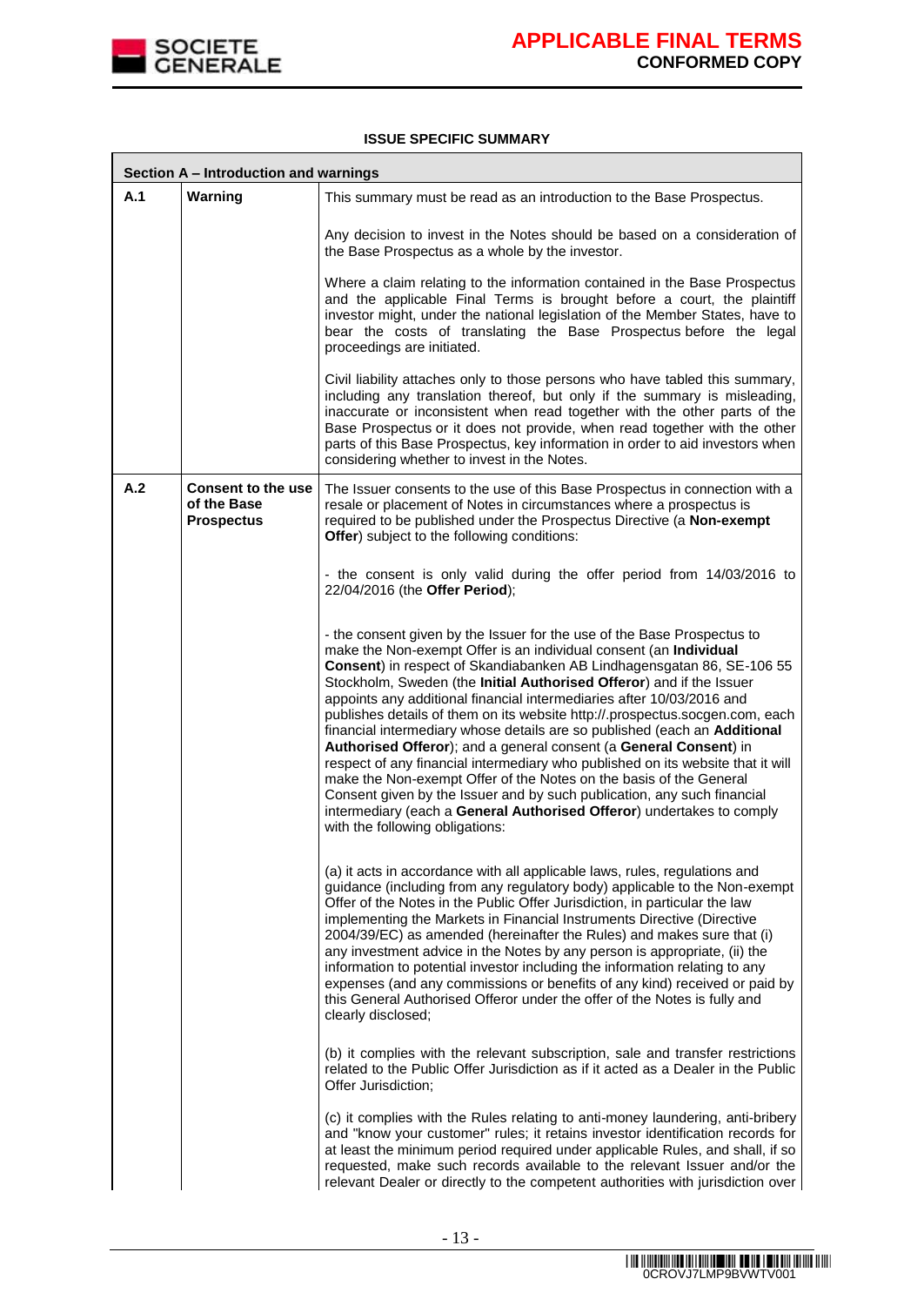**ISSUE SPECIFIC SUMMARY**

| Section A – Introduction and warnings | | |
|---|---|---|
| **A.1** | **Warning** | This summary must be read as an introduction to the Base Prospectus.<br><br>Any decision to invest in the Notes should be based on a consideration of the Base Prospectus as a whole by the investor.<br><br>Where a claim relating to the information contained in the Base Prospectus and the applicable Final Terms is brought before a court, the plaintiff investor might, under the national legislation of the Member States, have to bear the costs of translating the Base Prospectus before the legal proceedings are initiated.<br><br>Civil liability attaches only to those persons who have tabled this summary, including any translation thereof, but only if the summary is misleading, inaccurate or inconsistent when read together with the other parts of the Base Prospectus or it does not provide, when read together with the other parts of this Base Prospectus, key information in order to aid investors when considering whether to invest in the Notes. |
| **A.2** | **Consent to the use of the Base Prospectus** | The Issuer consents to the use of this Base Prospectus in connection with a resale or placement of Notes in circumstances where a prospectus is required to be published under the Prospectus Directive (a **Non-exempt Offer**) subject to the following conditions:<br><br>- the consent is only valid during the offer period from 14/03/2016 to 22/04/2016 (the **Offer Period**);<br><br>- the consent given by the Issuer for the use of the Base Prospectus to make the Non-exempt Offer is an individual consent (an **Individual Consent**) in respect of Skandiabanken AB Lindhagensgatan 86, SE-106 55 Stockholm, Sweden (the **Initial Authorised Offeror**) and if the Issuer appoints any additional financial intermediaries after 10/03/2016 and publishes details of them on its website http://.prospectus.socgen.com, each financial intermediary whose details are so published (each an **Additional Authorised Offeror**); and a general consent (a **General Consent**) in respect of any financial intermediary who published on its website that it will make the Non-exempt Offer of the Notes on the basis of the General Consent given by the Issuer and by such publication, any such financial intermediary (each a **General Authorised Offeror**) undertakes to comply with the following obligations:<br><br>(a) it acts in accordance with all applicable laws, rules, regulations and guidance (including from any regulatory body) applicable to the Non-exempt Offer of the Notes in the Public Offer Jurisdiction, in particular the law implementing the Markets in Financial Instruments Directive (Directive 2004/39/EC) as amended (hereinafter the Rules) and makes sure that (i) any investment advice in the Notes by any person is appropriate, (ii) the information to potential investor including the information relating to any expenses (and any commissions or benefits of any kind) received or paid by this General Authorised Offeror under the offer of the Notes is fully and clearly disclosed;<br><br>(b) it complies with the relevant subscription, sale and transfer restrictions related to the Public Offer Jurisdiction as if it acted as a Dealer in the Public Offer Jurisdiction;<br><br>(c) it complies with the Rules relating to anti-money laundering, anti-bribery and "know your customer" rules; it retains investor identification records for at least the minimum period required under applicable Rules, and shall, if so requested, make such records available to the relevant Issuer and/or the relevant Dealer or directly to the competent authorities with jurisdiction over |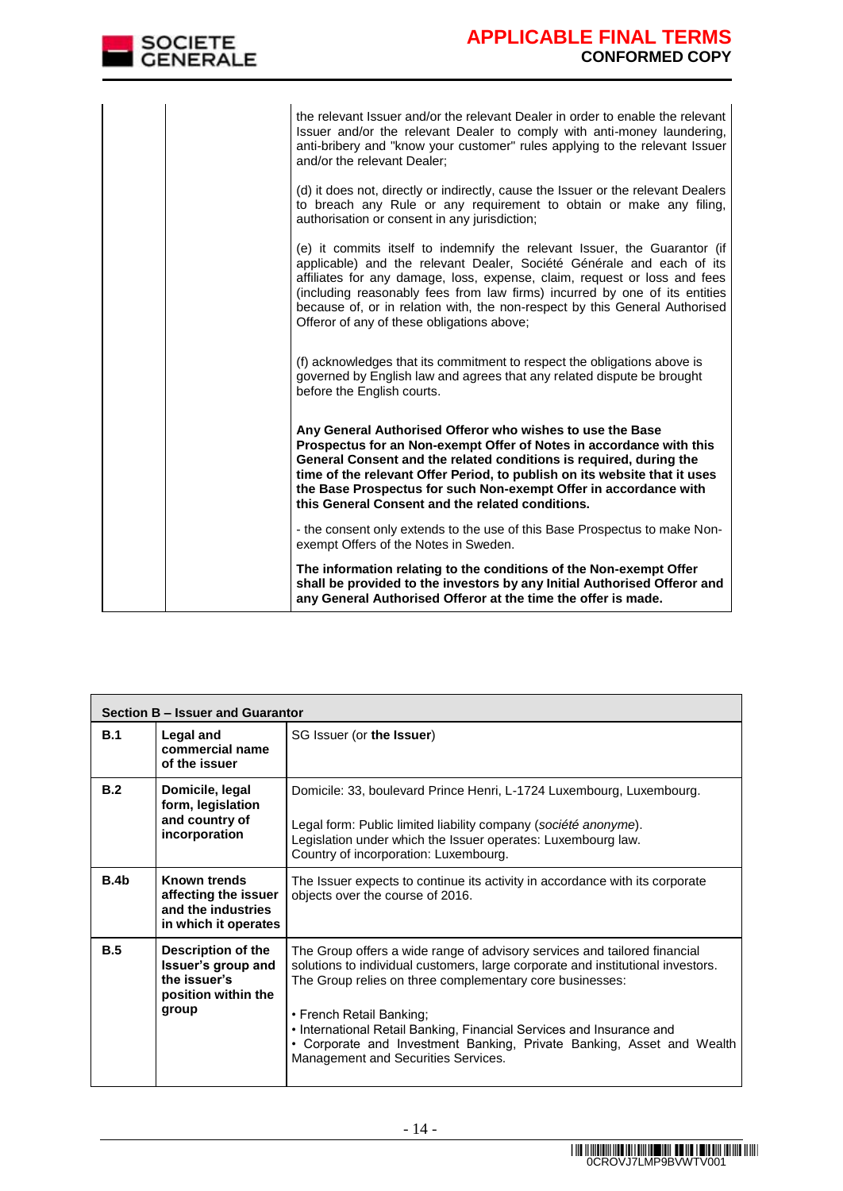| | | the relevant Issuer and/or the relevant Dealer in order to enable the relevant Issuer and/or the relevant Dealer to comply with anti-money laundering, anti-bribery and "know your customer" rules applying to the relevant Issuer and/or the relevant Dealer;<br><br>(d) it does not, directly or indirectly, cause the Issuer or the relevant Dealers to breach any Rule or any requirement to obtain or make any filing, authorisation or consent in any jurisdiction;<br><br>(e) it commits itself to indemnify the relevant Issuer, the Guarantor (if applicable) and the relevant Dealer, Société Générale and each of its affiliates for any damage, loss, expense, claim, request or loss and fees (including reasonably fees from law firms) incurred by one of its entities because of, or in relation with, the non-respect by this General Authorised Offeror of any of these obligations above;<br><br>(f) acknowledges that its commitment to respect the obligations above is governed by English law and agrees that any related dispute be brought before the English courts.<br><br>**Any General Authorised Offeror who wishes to use the Base Prospectus for an Non-exempt Offer of Notes in accordance with this General Consent and the related conditions is required, during the time of the relevant Offer Period, to publish on its website that it uses the Base Prospectus for such Non-exempt Offer in accordance with this General Consent and the related conditions.**<br><br>- the consent only extends to the use of this Base Prospectus to make Non-exempt Offers of the Notes in Sweden.<br><br>**The information relating to the conditions of the Non-exempt Offer shall be provided to the investors by any Initial Authorised Offeror and any General Authorised Offeror at the time the offer is made.** |
|---|---|---|

| **Section B – Issuer and Guarantor** | | |
|---|---|---|
| **B.1** | **Legal and commercial name of the issuer** | SG Issuer (or **the Issuer**) |
| **B.2** | **Domicile, legal form, legislation and country of incorporation** | Domicile: 33, boulevard Prince Henri, L-1724 Luxembourg, Luxembourg.<br><br>Legal form: Public limited liability company (*société anonyme*).<br>Legislation under which the Issuer operates: Luxembourg law.<br>Country of incorporation: Luxembourg. |
| **B.4b** | **Known trends affecting the issuer and the industries in which it operates** | The Issuer expects to continue its activity in accordance with its corporate objects over the course of 2016. |
| **B.5** | **Description of the Issuer's group and the issuer's position within the group** | The Group offers a wide range of advisory services and tailored financial solutions to individual customers, large corporate and institutional investors. The Group relies on three complementary core businesses:<br><br>• French Retail Banking;<br>• International Retail Banking, Financial Services and Insurance and<br>• Corporate and Investment Banking, Private Banking, Asset and Wealth Management and Securities Services. |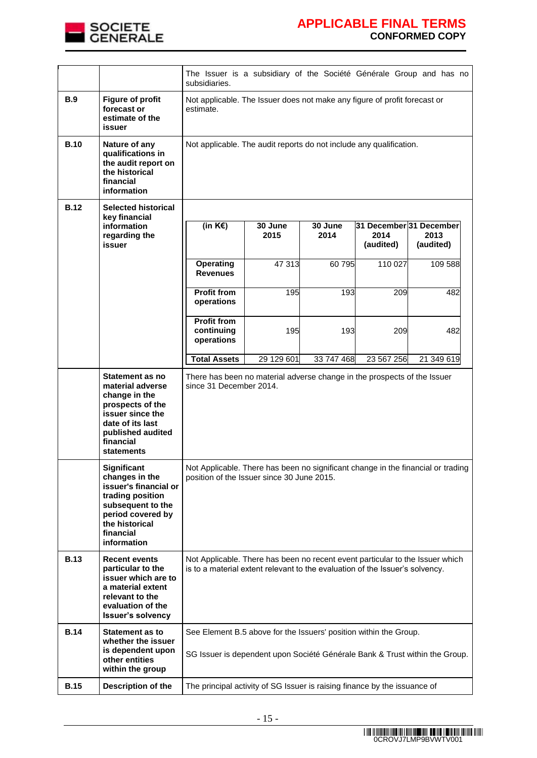| | | |
|---|---|---|
| | | The Issuer is a subsidiary of the Société Générale Group and has no subsidiaries. |
| **B.9** | **Figure of profit forecast or estimate of the issuer** | Not applicable. The Issuer does not make any figure of profit forecast or estimate. |
| **B.10** | **Nature of any qualifications in the audit report on the historical financial information** | Not applicable. The audit reports do not include any qualification. |
| **B.12** | **Selected historical key financial information regarding the issuer** | (see table below) |
| | **Statement as no material adverse change in the prospects of the issuer since the date of its last published audited financial statements** | There has been no material adverse change in the prospects of the Issuer since 31 December 2014. |
| | **Significant changes in the issuer's financial or trading position subsequent to the period covered by the historical financial information** | Not Applicable. There has been no significant change in the financial or trading position of the Issuer since 30 June 2015. |
| **B.13** | **Recent events particular to the issuer which are to a material extent relevant to the evaluation of the Issuer's solvency** | Not Applicable. There has been no recent event particular to the Issuer which is to a material extent relevant to the evaluation of the Issuer's solvency. |
| **B.14** | **Statement as to whether the issuer is dependent upon other entities within the group** | See Element B.5 above for the Issuers' position within the Group.<br><br>SG Issuer is dependent upon Société Générale Bank & Trust within the Group. |
| **B.15** | **Description of the** | The principal activity of SG Issuer is raising finance by the issuance of |

B.12 Selected historical key financial information regarding the issuer:

| (in K€) | 30 June 2015 | 30 June 2014 | 31 December 2014 (audited) | 31 December 2013 (audited) |
|---|---|---|---|---|
| **Operating Revenues** | 47 313 | 60 795 | 110 027 | 109 588 |
| **Profit from operations** | 195 | 193 | 209 | 482 |
| **Profit from continuing operations** | 195 | 193 | 209 | 482 |
| **Total Assets** | 29 129 601 | 33 747 468 | 23 567 256 | 21 349 619 |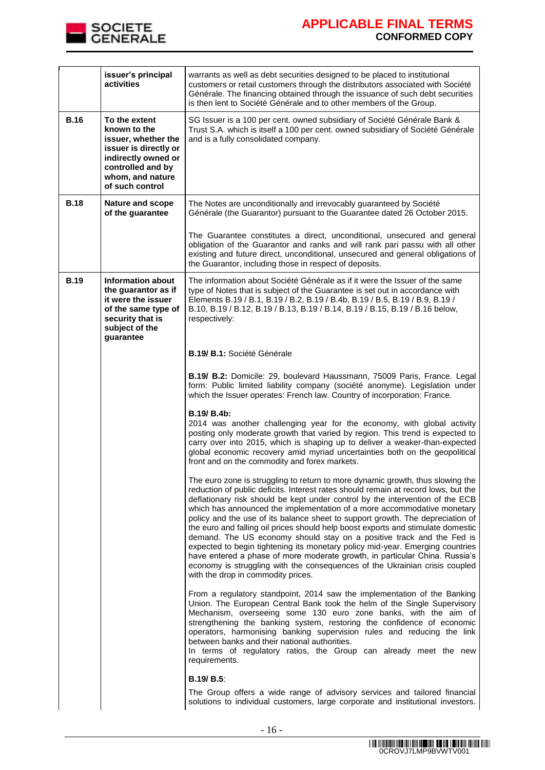| | | |
|---|---|---|
| | **issuer's principal activities** | warrants as well as debt securities designed to be placed to institutional customers or retail customers through the distributors associated with Société Générale. The financing obtained through the issuance of such debt securities is then lent to Société Générale and to other members of the Group. |
| **B.16** | **To the extent known to the issuer, whether the issuer is directly or indirectly owned or controlled and by whom, and nature of such control** | SG Issuer is a 100 per cent. owned subsidiary of Société Générale Bank & Trust S.A. which is itself a 100 per cent. owned subsidiary of Société Générale and is a fully consolidated company. |
| **B.18** | **Nature and scope of the guarantee** | The Notes are unconditionally and irrevocably guaranteed by Société Générale (the Guarantor) pursuant to the Guarantee dated 26 October 2015.<br><br>The Guarantee constitutes a direct, unconditional, unsecured and general obligation of the Guarantor and ranks and will rank pari passu with all other existing and future direct, unconditional, unsecured and general obligations of the Guarantor, including those in respect of deposits. |
| **B.19** | **Information about the guarantor as if it were the issuer of the same type of security that is subject of the guarantee** | The information about Société Générale as if it were the Issuer of the same type of Notes that is subject of the Guarantee is set out in accordance with Elements B.19 / B.1, B.19 / B.2, B.19 / B.4b, B.19 / B.5, B.19 / B.9, B.19 / B.10, B.19 / B.12, B.19 / B.13, B.19 / B.14, B.19 / B.15, B.19 / B.16 below, respectively:<br><br>**B.19/ B.1:** Société Générale<br><br>**B.19/ B.2:** Domicile: 29, boulevard Haussmann, 75009 Paris, France. Legal form: Public limited liability company (société anonyme). Legislation under which the Issuer operates: French law. Country of incorporation: France.<br><br>**B.19/ B.4b:**<br>2014 was another challenging year for the economy, with global activity posting only moderate growth that varied by region. This trend is expected to carry over into 2015, which is shaping up to deliver a weaker-than-expected global economic recovery amid myriad uncertainties both on the geopolitical front and on the commodity and forex markets.<br><br>The euro zone is struggling to return to more dynamic growth, thus slowing the reduction of public deficits. Interest rates should remain at record lows, but the deflationary risk should be kept under control by the intervention of the ECB which has announced the implementation of a more accommodative monetary policy and the use of its balance sheet to support growth. The depreciation of the euro and falling oil prices should help boost exports and stimulate domestic demand. The US economy should stay on a positive track and the Fed is expected to begin tightening its monetary policy mid-year. Emerging countries have entered a phase of more moderate growth, in particular China. Russia's economy is struggling with the consequences of the Ukrainian crisis coupled with the drop in commodity prices.<br><br>From a regulatory standpoint, 2014 saw the implementation of the Banking Union. The European Central Bank took the helm of the Single Supervisory Mechanism, overseeing some 130 euro zone banks, with the aim of strengthening the banking system, restoring the confidence of economic operators, harmonising banking supervision rules and reducing the link between banks and their national authorities.<br>In terms of regulatory ratios, the Group can already meet the new requirements.<br><br>**B.19/ B.5**:<br><br>The Group offers a wide range of advisory services and tailored financial solutions to individual customers, large corporate and institutional investors. |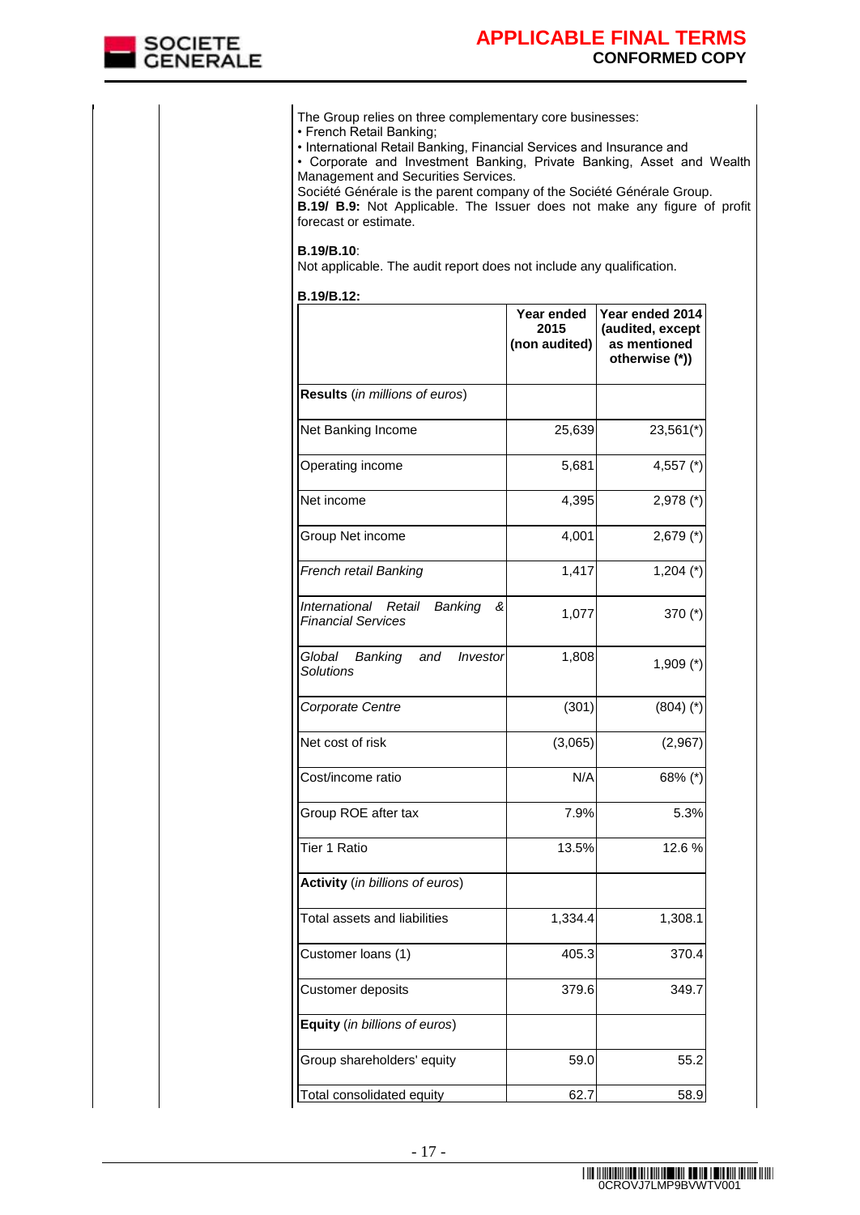The Group relies on three complementary core businesses:

• French Retail Banking;

• International Retail Banking, Financial Services and Insurance and

• Corporate and Investment Banking, Private Banking, Asset and Wealth Management and Securities Services.

Société Générale is the parent company of the Société Générale Group.

**B.19/ B.9:** Not Applicable. The Issuer does not make any figure of profit forecast or estimate.

**B.19/B.10**:

Not applicable. The audit report does not include any qualification.

**B.19/B.12:**

| | **Year ended 2015 (non audited)** | **Year ended 2014 (audited, except as mentioned otherwise (*))** |
|---|---|---|
| **Results** (*in millions of euros*) | | |
| Net Banking Income | 25,639 | 23,561(*) |
| Operating income | 5,681 | 4,557 (*) |
| Net income | 4,395 | 2,978 (*) |
| Group Net income | 4,001 | 2,679 (*) |
| *French retail Banking* | 1,417 | 1,204 (*) |
| *International Retail Banking & Financial Services* | 1,077 | 370 (*) |
| *Global Banking and Investor Solutions* | 1,808 | 1,909 (*) |
| *Corporate Centre* | (301) | (804) (*) |
| Net cost of risk | (3,065) | (2,967) |
| Cost/income ratio | N/A | 68% (*) |
| Group ROE after tax | 7.9% | 5.3% |
| Tier 1 Ratio | 13.5% | 12.6 % |
| **Activity** (*in billions of euros*) | | |
| Total assets and liabilities | 1,334.4 | 1,308.1 |
| Customer loans (1) | 405.3 | 370.4 |
| Customer deposits | 379.6 | 349.7 |
| **Equity** (*in billions of euros*) | | |
| Group shareholders' equity | 59.0 | 55.2 |
| Total consolidated equity | 62.7 | 58.9 |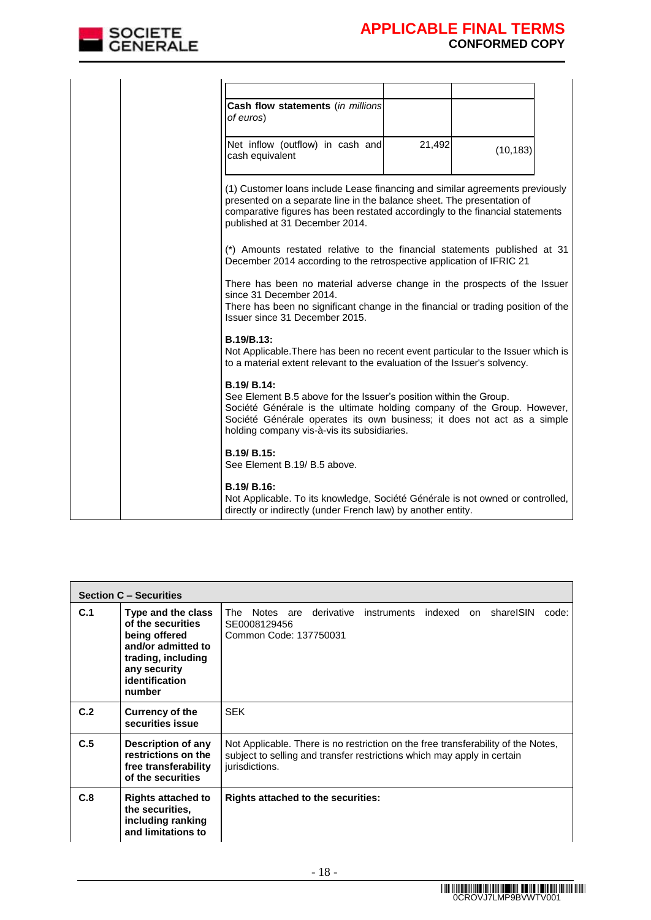| Cash flow statements (*in millions of euros*) | | |
|---|---|---|
| Net inflow (outflow) in cash and cash equivalent | 21,492 | (10,183) |

(1) Customer loans include Lease financing and similar agreements previously presented on a separate line in the balance sheet. The presentation of comparative figures has been restated accordingly to the financial statements published at 31 December 2014.

(*) Amounts restated relative to the financial statements published at 31 December 2014 according to the retrospective application of IFRIC 21

There has been no material adverse change in the prospects of the Issuer since 31 December 2014.
There has been no significant change in the financial or trading position of the Issuer since 31 December 2015.

**B.19/B.13:**
Not Applicable.There has been no recent event particular to the Issuer which is to a material extent relevant to the evaluation of the Issuer's solvency.

**B.19/ B.14:**
See Element B.5 above for the Issuer's position within the Group.
Société Générale is the ultimate holding company of the Group. However, Société Générale operates its own business; it does not act as a simple holding company vis-à-vis its subsidiaries.

**B.19/ B.15:**
See Element B.19/ B.5 above.

**B.19/ B.16:**
Not Applicable. To its knowledge, Société Générale is not owned or controlled, directly or indirectly (under French law) by another entity.

| Section C – Securities | | |
|---|---|---|
| **C.1** | **Type and the class of the securities being offered and/or admitted to trading, including any security identification number** | The Notes are derivative instruments indexed on shareISIN code: SE0008129456<br>Common Code: 137750031 |
| **C.2** | **Currency of the securities issue** | SEK |
| **C.5** | **Description of any restrictions on the free transferability of the securities** | Not Applicable. There is no restriction on the free transferability of the Notes, subject to selling and transfer restrictions which may apply in certain jurisdictions. |
| **C.8** | **Rights attached to the securities, including ranking and limitations to** | **Rights attached to the securities:** |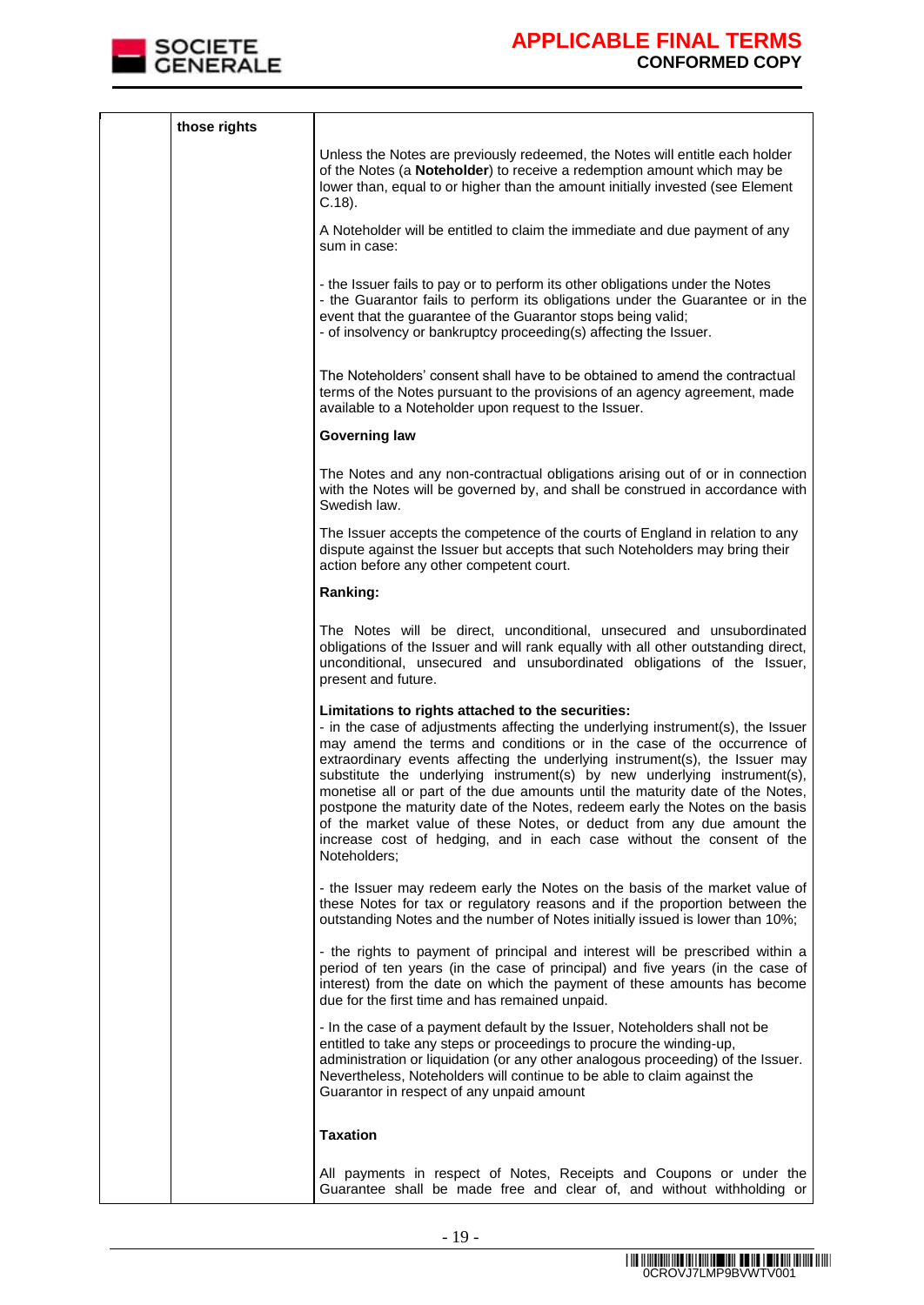| | | |
|---|---|---|
| | **those rights** | Unless the Notes are previously redeemed, the Notes will entitle each holder of the Notes (a **Noteholder**) to receive a redemption amount which may be lower than, equal to or higher than the amount initially invested (see Element C.18).<br><br>A Noteholder will be entitled to claim the immediate and due payment of any sum in case:<br><br>- the Issuer fails to pay or to perform its other obligations under the Notes<br>- the Guarantor fails to perform its obligations under the Guarantee or in the event that the guarantee of the Guarantor stops being valid;<br>- of insolvency or bankruptcy proceeding(s) affecting the Issuer.<br><br>The Noteholders' consent shall have to be obtained to amend the contractual terms of the Notes pursuant to the provisions of an agency agreement, made available to a Noteholder upon request to the Issuer.<br><br>**Governing law**<br><br>The Notes and any non-contractual obligations arising out of or in connection with the Notes will be governed by, and shall be construed in accordance with Swedish law.<br><br>The Issuer accepts the competence of the courts of England in relation to any dispute against the Issuer but accepts that such Noteholders may bring their action before any other competent court.<br><br>**Ranking:**<br><br>The Notes will be direct, unconditional, unsecured and unsubordinated obligations of the Issuer and will rank equally with all other outstanding direct, unconditional, unsecured and unsubordinated obligations of the Issuer, present and future.<br><br>**Limitations to rights attached to the securities:**<br>- in the case of adjustments affecting the underlying instrument(s), the Issuer may amend the terms and conditions or in the case of the occurrence of extraordinary events affecting the underlying instrument(s), the Issuer may substitute the underlying instrument(s) by new underlying instrument(s), monetise all or part of the due amounts until the maturity date of the Notes, postpone the maturity date of the Notes, redeem early the Notes on the basis of the market value of these Notes, or deduct from any due amount the increase cost of hedging, and in each case without the consent of the Noteholders;<br><br>- the Issuer may redeem early the Notes on the basis of the market value of these Notes for tax or regulatory reasons and if the proportion between the outstanding Notes and the number of Notes initially issued is lower than 10%;<br><br>- the rights to payment of principal and interest will be prescribed within a period of ten years (in the case of principal) and five years (in the case of interest) from the date on which the payment of these amounts has become due for the first time and has remained unpaid.<br><br>- In the case of a payment default by the Issuer, Noteholders shall not be entitled to take any steps or proceedings to procure the winding-up, administration or liquidation (or any other analogous proceeding) of the Issuer. Nevertheless, Noteholders will continue to be able to claim against the Guarantor in respect of any unpaid amount<br><br>**Taxation**<br><br>All payments in respect of Notes, Receipts and Coupons or under the Guarantee shall be made free and clear of, and without withholding or |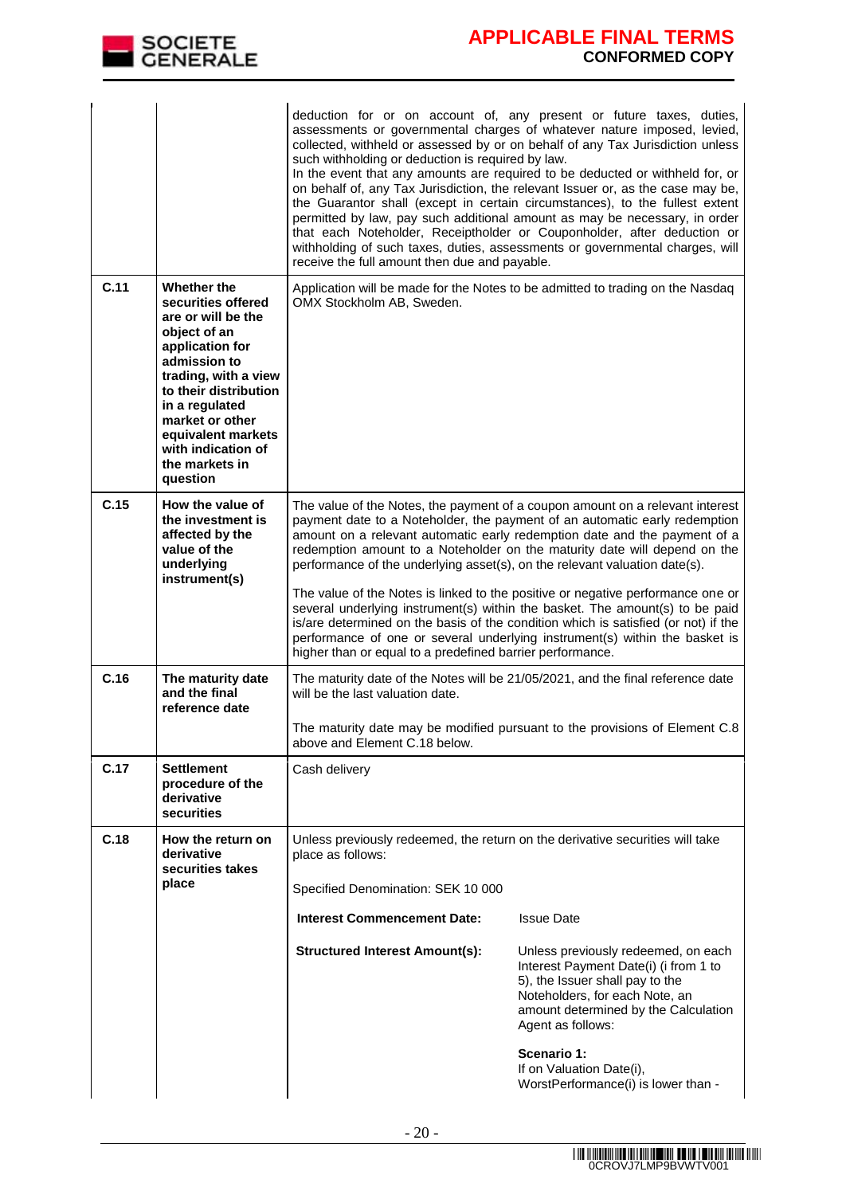| | | |
|---|---|---|
| | | deduction for or on account of, any present or future taxes, duties, assessments or governmental charges of whatever nature imposed, levied, collected, withheld or assessed by or on behalf of any Tax Jurisdiction unless such withholding or deduction is required by law.<br>In the event that any amounts are required to be deducted or withheld for, or on behalf of, any Tax Jurisdiction, the relevant Issuer or, as the case may be, the Guarantor shall (except in certain circumstances), to the fullest extent permitted by law, pay such additional amount as may be necessary, in order that each Noteholder, Receiptholder or Couponholder, after deduction or withholding of such taxes, duties, assessments or governmental charges, will receive the full amount then due and payable. |
| **C.11** | **Whether the securities offered are or will be the object of an application for admission to trading, with a view to their distribution in a regulated market or other equivalent markets with indication of the markets in question** | Application will be made for the Notes to be admitted to trading on the Nasdaq OMX Stockholm AB, Sweden. |
| **C.15** | **How the value of the investment is affected by the value of the underlying instrument(s)** | The value of the Notes, the payment of a coupon amount on a relevant interest payment date to a Noteholder, the payment of an automatic early redemption amount on a relevant automatic early redemption date and the payment of a redemption amount to a Noteholder on the maturity date will depend on the performance of the underlying asset(s), on the relevant valuation date(s).<br><br>The value of the Notes is linked to the positive or negative performance one or several underlying instrument(s) within the basket. The amount(s) to be paid is/are determined on the basis of the condition which is satisfied (or not) if the performance of one or several underlying instrument(s) within the basket is higher than or equal to a predefined barrier performance. |
| **C.16** | **The maturity date and the final reference date** | The maturity date of the Notes will be 21/05/2021, and the final reference date will be the last valuation date.<br><br>The maturity date may be modified pursuant to the provisions of Element C.8 above and Element C.18 below. |
| **C.17** | **Settlement procedure of the derivative securities** | Cash delivery |
| **C.18** | **How the return on derivative securities takes place** | Unless previously redeemed, the return on the derivative securities will take place as follows:<br><br>Specified Denomination: SEK 10 000<br><br>**Interest Commencement Date:** Issue Date<br><br>**Structured Interest Amount(s):** Unless previously redeemed, on each Interest Payment Date(i) (i from 1 to 5), the Issuer shall pay to the Noteholders, for each Note, an amount determined by the Calculation Agent as follows:<br><br>**Scenario 1:**<br>If on Valuation Date(i), WorstPerformance(i) is lower than - |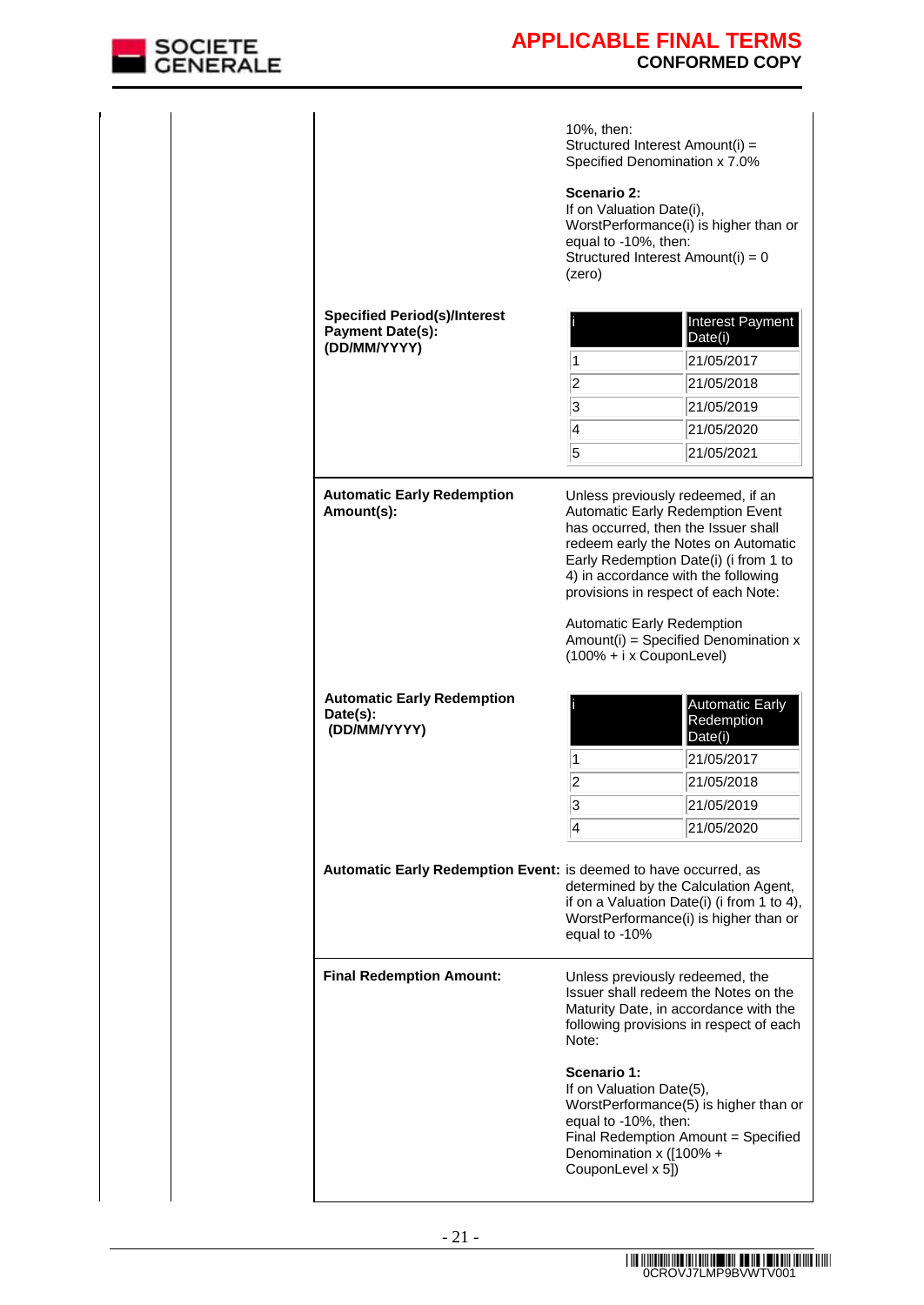10%, then:
Structured Interest Amount(i) = Specified Denomination x 7.0%

**Scenario 2:**
If on Valuation Date(i), WorstPerformance(i) is higher than or equal to -10%, then:
Structured Interest Amount(i) = 0 (zero)

**Specified Period(s)/Interest Payment Date(s): (DD/MM/YYYY)**

| i | Interest Payment Date(i) |
|---|---|
| 1 | 21/05/2017 |
| 2 | 21/05/2018 |
| 3 | 21/05/2019 |
| 4 | 21/05/2020 |
| 5 | 21/05/2021 |

**Automatic Early Redemption Amount(s):**

Unless previously redeemed, if an Automatic Early Redemption Event has occurred, then the Issuer shall redeem early the Notes on Automatic Early Redemption Date(i) (i from 1 to 4) in accordance with the following provisions in respect of each Note:

Automatic Early Redemption Amount(i) = Specified Denomination x (100% + i x CouponLevel)

**Automatic Early Redemption Date(s): (DD/MM/YYYY)**

| i | Automatic Early Redemption Date(i) |
|---|---|
| 1 | 21/05/2017 |
| 2 | 21/05/2018 |
| 3 | 21/05/2019 |
| 4 | 21/05/2020 |

**Automatic Early Redemption Event:** is deemed to have occurred, as determined by the Calculation Agent, if on a Valuation Date(i) (i from 1 to 4), WorstPerformance(i) is higher than or equal to -10%

**Final Redemption Amount:**

Unless previously redeemed, the Issuer shall redeem the Notes on the Maturity Date, in accordance with the following provisions in respect of each Note:

**Scenario 1:**
If on Valuation Date(5), WorstPerformance(5) is higher than or equal to -10%, then:
Final Redemption Amount = Specified Denomination x ([100% + CouponLevel x 5])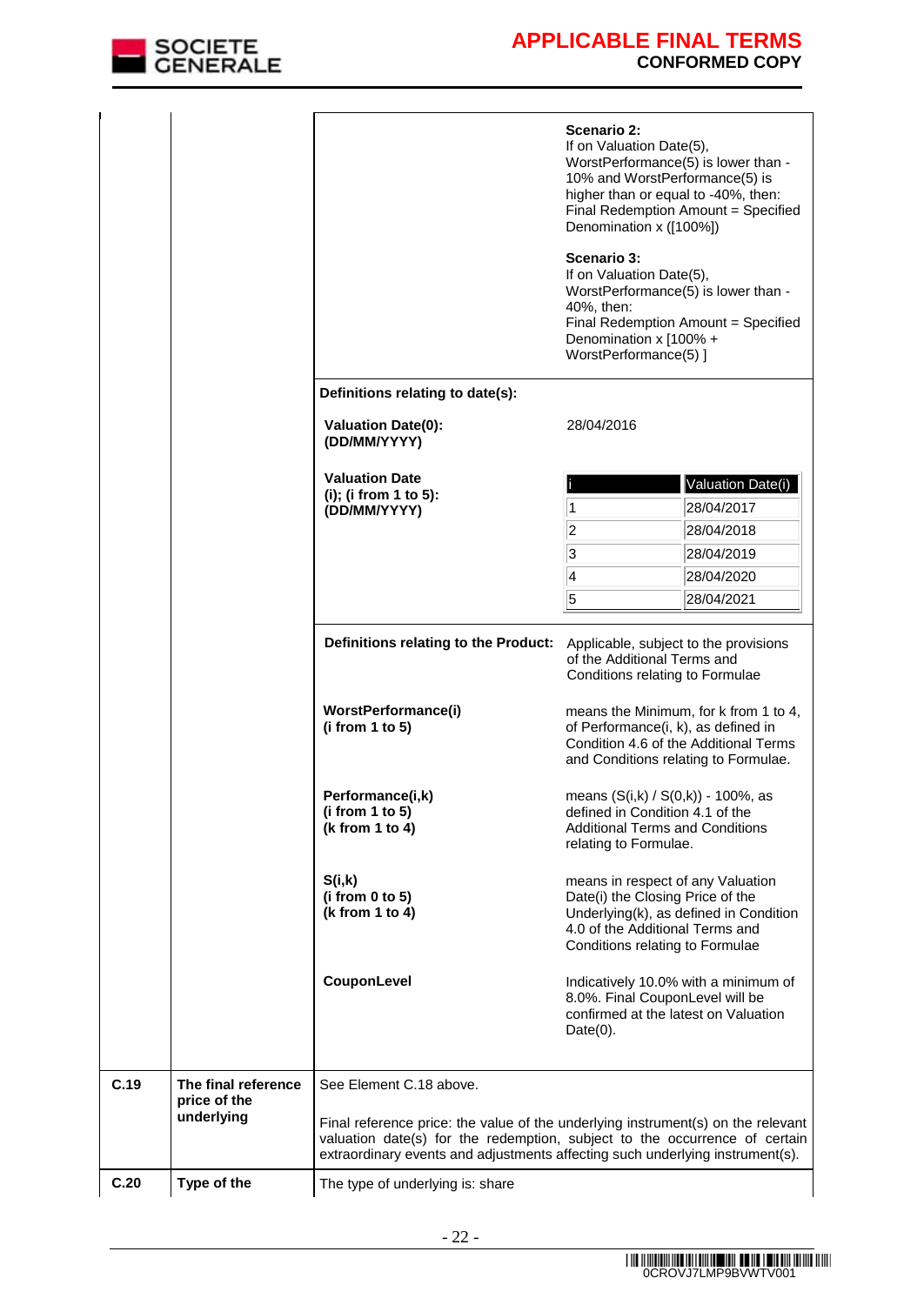| | | | |
|---|---|---|---|
| | | | **Scenario 2:**<br>If on Valuation Date(5), WorstPerformance(5) is lower than -10% and WorstPerformance(5) is higher than or equal to -40%, then:<br>Final Redemption Amount = Specified Denomination x ([100%])<br><br>**Scenario 3:**<br>If on Valuation Date(5), WorstPerformance(5) is lower than -40%, then:<br>Final Redemption Amount = Specified Denomination x [100% + WorstPerformance(5) ] |
| | | **Definitions relating to date(s):** | |
| | | **Valuation Date(0): (DD/MM/YYYY)** | 28/04/2016 |
| | | **Valuation Date (i); (i from 1 to 5): (DD/MM/YYYY)** | i / Valuation Date(i):<br>1 – 28/04/2017<br>2 – 28/04/2018<br>3 – 28/04/2019<br>4 – 28/04/2020<br>5 – 28/04/2021 |
| | | **Definitions relating to the Product:** | Applicable, subject to the provisions of the Additional Terms and Conditions relating to Formulae |
| | | **WorstPerformance(i) (i from 1 to 5)** | means the Minimum, for k from 1 to 4, of Performance(i, k), as defined in Condition 4.6 of the Additional Terms and Conditions relating to Formulae. |
| | | **Performance(i,k) (i from 1 to 5) (k from 1 to 4)** | means (S(i,k) / S(0,k)) - 100%, as defined in Condition 4.1 of the Additional Terms and Conditions relating to Formulae. |
| | | **S(i,k) (i from 0 to 5) (k from 1 to 4)** | means in respect of any Valuation Date(i) the Closing Price of the Underlying(k), as defined in Condition 4.0 of the Additional Terms and Conditions relating to Formulae |
| | | **CouponLevel** | Indicatively 10.0% with a minimum of 8.0%. Final CouponLevel will be confirmed at the latest on Valuation Date(0). |
| **C.19** | **The final reference price of the underlying** | See Element C.18 above.<br><br>Final reference price: the value of the underlying instrument(s) on the relevant valuation date(s) for the redemption, subject to the occurrence of certain extraordinary events and adjustments affecting such underlying instrument(s). | |
| **C.20** | **Type of the** | The type of underlying is: share | |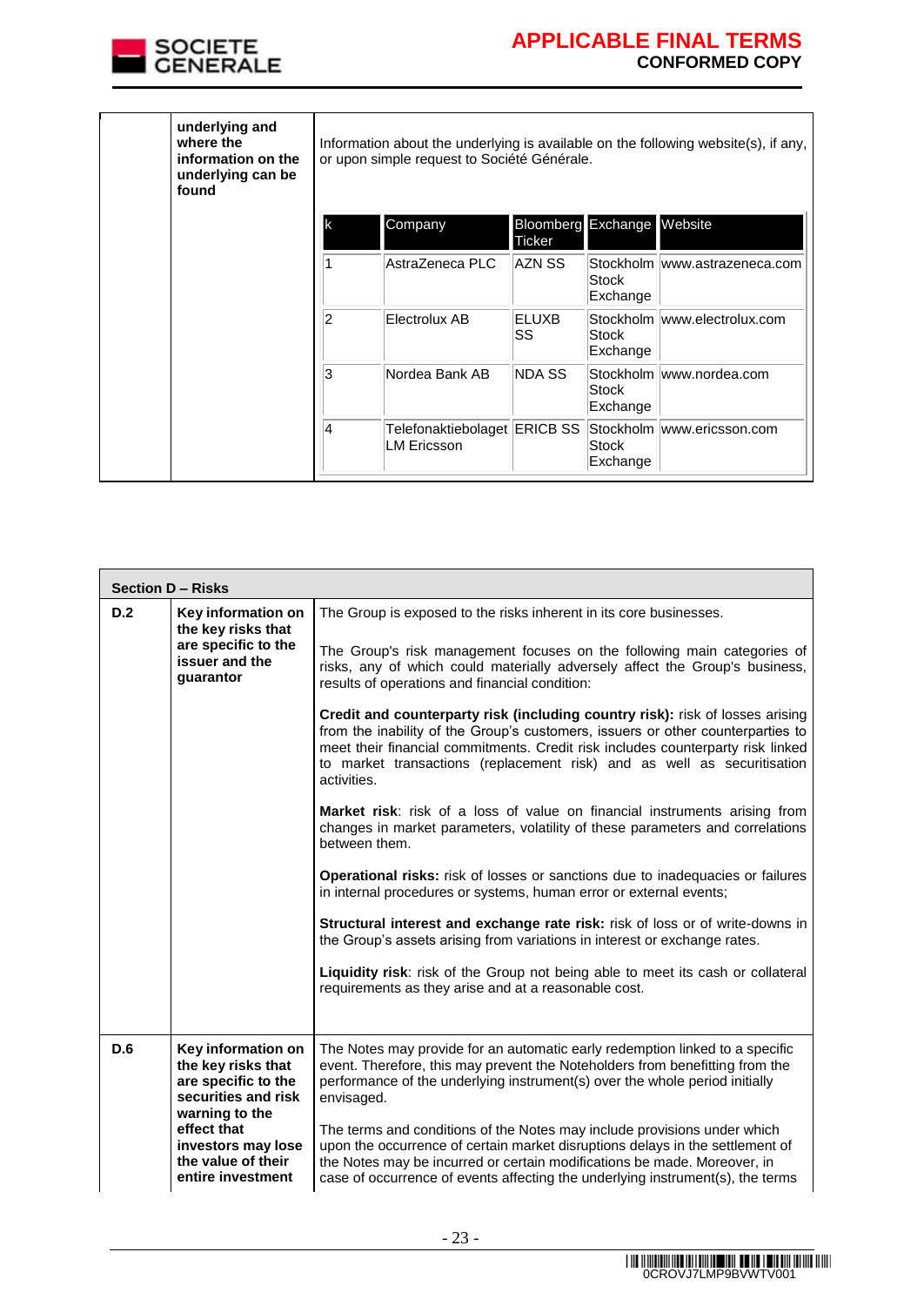| | underlying and where the information on the underlying can be found | Information about the underlying is available on the following website(s), if any, or upon simple request to Société Générale. |
|---|---|---|

| k | Company | Bloomberg Ticker | Exchange | Website |
|---|---|---|---|---|
| 1 | AstraZeneca PLC | AZN SS | Stockholm Stock Exchange | www.astrazeneca.com |
| 2 | Electrolux AB | ELUXB SS | Stockholm Stock Exchange | www.electrolux.com |
| 3 | Nordea Bank AB | NDA SS | Stockholm Stock Exchange | www.nordea.com |
| 4 | Telefonaktiebolaget LM Ericsson | ERICB SS | Stockholm Stock Exchange | www.ericsson.com |

**Section D – Risks**

| | | |
|---|---|---|
| **D.2** | **Key information on the key risks that are specific to the issuer and the guarantor** | The Group is exposed to the risks inherent in its core businesses.<br><br>The Group's risk management focuses on the following main categories of risks, any of which could materially adversely affect the Group's business, results of operations and financial condition:<br><br>**Credit and counterparty risk (including country risk):** risk of losses arising from the inability of the Group's customers, issuers or other counterparties to meet their financial commitments. Credit risk includes counterparty risk linked to market transactions (replacement risk) and as well as securitisation activities.<br><br>**Market risk**: risk of a loss of value on financial instruments arising from changes in market parameters, volatility of these parameters and correlations between them.<br><br>**Operational risks:** risk of losses or sanctions due to inadequacies or failures in internal procedures or systems, human error or external events;<br><br>**Structural interest and exchange rate risk:** risk of loss or of write-downs in the Group's assets arising from variations in interest or exchange rates.<br><br>**Liquidity risk**: risk of the Group not being able to meet its cash or collateral requirements as they arise and at a reasonable cost. |
| **D.6** | **Key information on the key risks that are specific to the securities and risk warning to the effect that investors may lose the value of their entire investment** | The Notes may provide for an automatic early redemption linked to a specific event. Therefore, this may prevent the Noteholders from benefitting from the performance of the underlying instrument(s) over the whole period initially envisaged.<br><br>The terms and conditions of the Notes may include provisions under which upon the occurrence of certain market disruptions delays in the settlement of the Notes may be incurred or certain modifications be made. Moreover, in case of occurrence of events affecting the underlying instrument(s), the terms |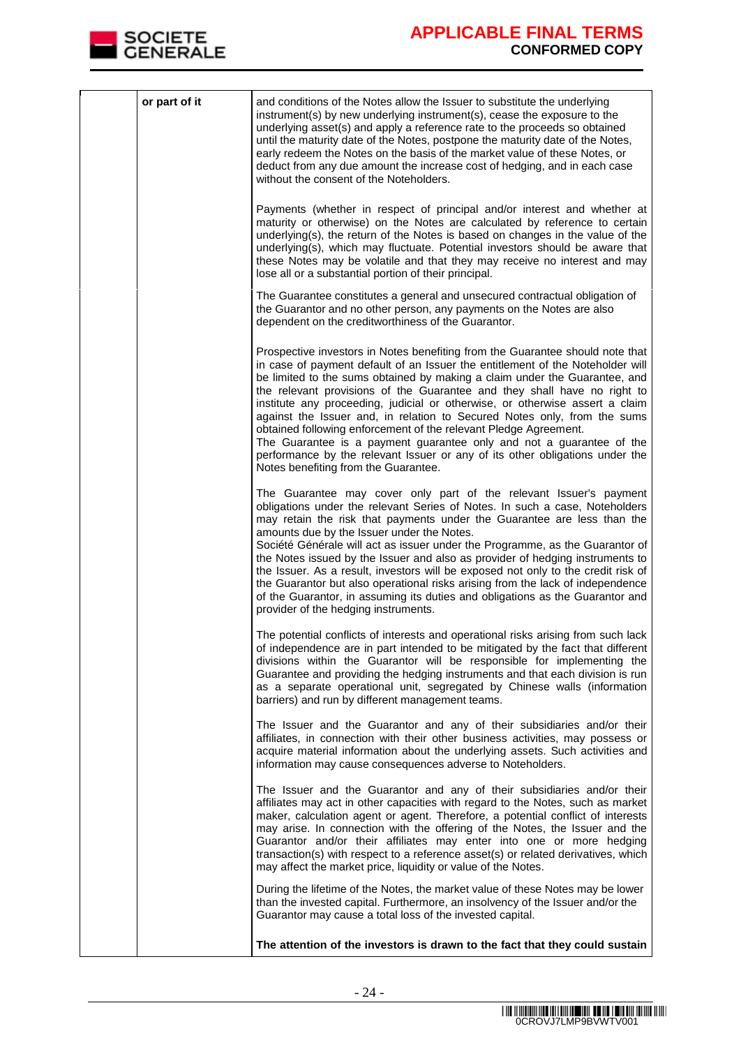| | or part of it | and conditions of the Notes allow the Issuer to substitute the underlying instrument(s) by new underlying instrument(s), cease the exposure to the underlying asset(s) and apply a reference rate to the proceeds so obtained until the maturity date of the Notes, postpone the maturity date of the Notes, early redeem the Notes on the basis of the market value of these Notes, or deduct from any due amount the increase cost of hedging, and in each case without the consent of the Noteholders.<br><br>Payments (whether in respect of principal and/or interest and whether at maturity or otherwise) on the Notes are calculated by reference to certain underlying(s), the return of the Notes is based on changes in the value of the underlying(s), which may fluctuate. Potential investors should be aware that these Notes may be volatile and that they may receive no interest and may lose all or a substantial portion of their principal.<br><br>The Guarantee constitutes a general and unsecured contractual obligation of the Guarantor and no other person, any payments on the Notes are also dependent on the creditworthiness of the Guarantor.<br><br>Prospective investors in Notes benefiting from the Guarantee should note that in case of payment default of an Issuer the entitlement of the Noteholder will be limited to the sums obtained by making a claim under the Guarantee, and the relevant provisions of the Guarantee and they shall have no right to institute any proceeding, judicial or otherwise, or otherwise assert a claim against the Issuer and, in relation to Secured Notes only, from the sums obtained following enforcement of the relevant Pledge Agreement.<br>The Guarantee is a payment guarantee only and not a guarantee of the performance by the relevant Issuer or any of its other obligations under the Notes benefiting from the Guarantee.<br><br>The Guarantee may cover only part of the relevant Issuer's payment obligations under the relevant Series of Notes. In such a case, Noteholders may retain the risk that payments under the Guarantee are less than the amounts due by the Issuer under the Notes.<br>Société Générale will act as issuer under the Programme, as the Guarantor of the Notes issued by the Issuer and also as provider of hedging instruments to the Issuer. As a result, investors will be exposed not only to the credit risk of the Guarantor but also operational risks arising from the lack of independence of the Guarantor, in assuming its duties and obligations as the Guarantor and provider of the hedging instruments.<br><br>The potential conflicts of interests and operational risks arising from such lack of independence are in part intended to be mitigated by the fact that different divisions within the Guarantor will be responsible for implementing the Guarantee and providing the hedging instruments and that each division is run as a separate operational unit, segregated by Chinese walls (information barriers) and run by different management teams.<br><br>The Issuer and the Guarantor and any of their subsidiaries and/or their affiliates, in connection with their other business activities, may possess or acquire material information about the underlying assets. Such activities and information may cause consequences adverse to Noteholders.<br><br>The Issuer and the Guarantor and any of their subsidiaries and/or their affiliates may act in other capacities with regard to the Notes, such as market maker, calculation agent or agent. Therefore, a potential conflict of interests may arise. In connection with the offering of the Notes, the Issuer and the Guarantor and/or their affiliates may enter into one or more hedging transaction(s) with respect to a reference asset(s) or related derivatives, which may affect the market price, liquidity or value of the Notes.<br><br>During the lifetime of the Notes, the market value of these Notes may be lower than the invested capital. Furthermore, an insolvency of the Issuer and/or the Guarantor may cause a total loss of the invested capital.<br><br>**The attention of the investors is drawn to the fact that they could sustain** |
|---|---|---|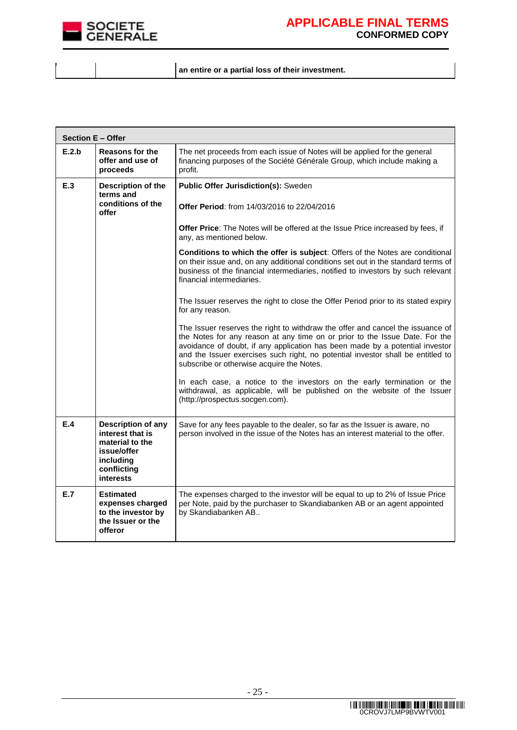| | | **an entire or a partial loss of their investment.** |
|---|---|---|

| **Section E – Offer** | | |
|---|---|---|
| **E.2.b** | **Reasons for the offer and use of proceeds** | The net proceeds from each issue of Notes will be applied for the general financing purposes of the Société Générale Group, which include making a profit. |
| **E.3** | **Description of the terms and conditions of the offer** | **Public Offer Jurisdiction(s):** Sweden<br><br>**Offer Period**: from 14/03/2016 to 22/04/2016<br><br>**Offer Price**: The Notes will be offered at the Issue Price increased by fees, if any, as mentioned below.<br><br>**Conditions to which the offer is subject**: Offers of the Notes are conditional on their issue and, on any additional conditions set out in the standard terms of business of the financial intermediaries, notified to investors by such relevant financial intermediaries.<br><br>The Issuer reserves the right to close the Offer Period prior to its stated expiry for any reason.<br><br>The Issuer reserves the right to withdraw the offer and cancel the issuance of the Notes for any reason at any time on or prior to the Issue Date. For the avoidance of doubt, if any application has been made by a potential investor and the Issuer exercises such right, no potential investor shall be entitled to subscribe or otherwise acquire the Notes.<br><br>In each case, a notice to the investors on the early termination or the withdrawal, as applicable, will be published on the website of the Issuer (http://prospectus.socgen.com). |
| **E.4** | **Description of any interest that is material to the issue/offer including conflicting interests** | Save for any fees payable to the dealer, so far as the Issuer is aware, no person involved in the issue of the Notes has an interest material to the offer. |
| **E.7** | **Estimated expenses charged to the investor by the Issuer or the offeror** | The expenses charged to the investor will be equal to up to 2% of Issue Price per Note, paid by the purchaser to Skandiabanken AB or an agent appointed by Skandiabanken AB.. |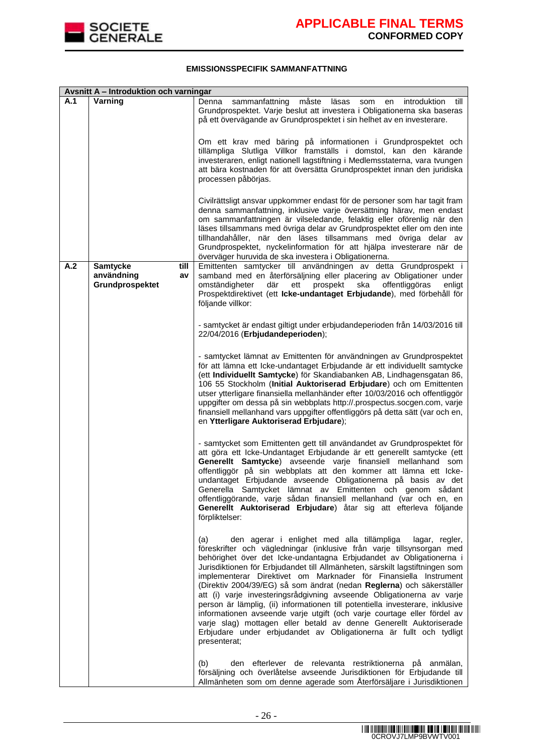**EMISSIONSSPECIFIK SAMMANFATTNING**

| Avsnitt A – Introduktion och varningar | | |
|---|---|---|
| **A.1** | **Varning** | Denna sammanfattning måste läsas som en introduktion till Grundprospektet. Varje beslut att investera i Obligationerna ska baseras på ett övervägande av Grundprospektet i sin helhet av en investerare.<br><br>Om ett krav med bäring på informationen i Grundprospektet och tillämpliga Slutliga Villkor framställs i domstol, kan den kärande investeraren, enligt nationell lagstiftning i Medlemsstaterna, vara tvungen att bära kostnaden för att översätta Grundprospektet innan den juridiska processen påbörjas.<br><br>Civilrättsligt ansvar uppkommer endast för de personer som har tagit fram denna sammanfattning, inklusive varje översättning härav, men endast om sammanfattningen är vilseledande, felaktig eller oförenlig när den läses tillsammans med övriga delar av Grundprospektet eller om den inte tillhandahåller, när den läses tillsammans med övriga delar av Grundprospektet, nyckelinformation för att hjälpa investerare när de överväger huruvida de ska investera i Obligationerna. |
| **A.2** | **Samtycke till användning av Grundprospektet** | Emittenten samtycker till användningen av detta Grundprospekt i samband med en återförsäljning eller placering av Obligationer under omständigheter där ett prospekt ska offentliggöras enligt Prospektdirektivet (ett **Icke-undantaget Erbjudande**), med förbehåll för följande villkor:<br><br>- samtycket är endast giltigt under erbjudandeperioden från 14/03/2016 till 22/04/2016 (**Erbjudandeperioden**);<br><br>- samtycket lämnat av Emittenten för användningen av Grundprospektet för att lämna ett Icke-undantaget Erbjudande är ett individuellt samtycke (ett **Individuellt Samtycke**) för Skandiabanken AB, Lindhagensgatan 86, 106 55 Stockholm (**Initial Auktoriserad Erbjudare**) och om Emittenten utser ytterligare finansiella mellanhänder efter 10/03/2016 och offentliggör uppgifter om dessa på sin webbplats http://.prospectus.socgen.com, varje finansiell mellanhand vars uppgifter offentliggörs på detta sätt (var och en, en **Ytterligare Auktoriserad Erbjudare**);<br><br>- samtycket som Emittenten gett till användandet av Grundprospektet för att göra ett Icke-Undantaget Erbjudande är ett generellt samtycke (ett **Generellt Samtycke**) avseende varje finansiell mellanhand som offentliggör på sin webbplats att den kommer att lämna ett Icke-undantaget Erbjudande avseende Obligationerna på basis av det Generella Samtycket lämnat av Emittenten och genom sådant offentliggörande, varje sådan finansiell mellanhand (var och en, en **Generellt Auktoriserad Erbjudare**) åtar sig att efterleva följande förpliktelser:<br><br>(a) den agerar i enlighet med alla tillämpliga lagar, regler, föreskrifter och vägledningar (inklusive från varje tillsynsorgan med behörighet över det Icke-undantagna Erbjudandet av Obligationerna i Jurisdiktionen för Erbjudandet till Allmänheten, särskilt lagstiftningen som implementerar Direktivet om Marknader för Finansiella Instrument (Direktiv 2004/39/EG) så som ändrat (nedan **Reglerna**) och säkerställer att (i) varje investeringsrådgivning avseende Obligationerna av varje person är lämplig, (ii) informationen till potentiella investerare, inklusive informationen avseende varje utgift (och varje courtage eller fördel av varje slag) mottagen eller betald av denne Generellt Auktoriserade Erbjudare under erbjudandet av Obligationerna är fullt och tydligt presenterat;<br><br>(b) den efterlever de relevanta restriktionerna på anmälan, försäljning och överlåtelse avseende Jurisdiktionen för Erbjudande till Allmänheten som om denne agerade som Återförsäljare i Jurisdiktionen |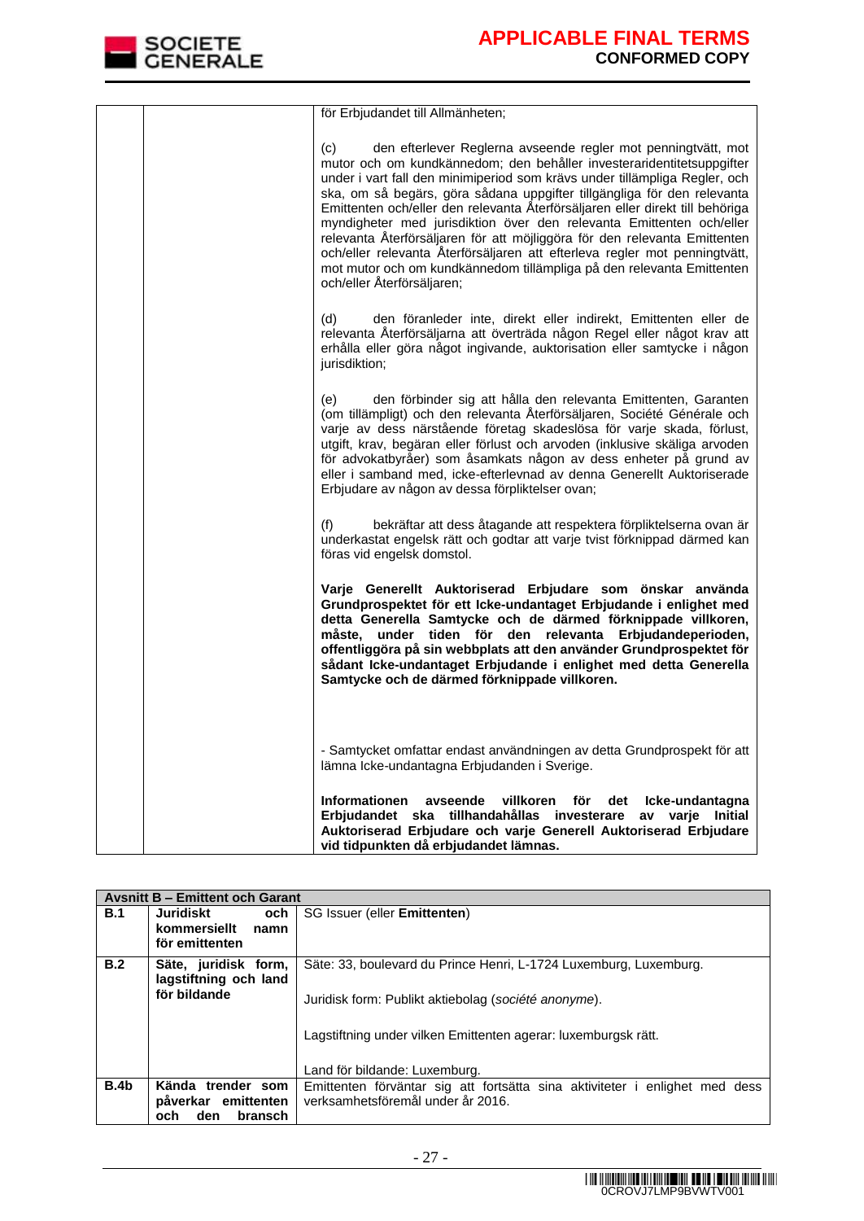| | | för Erbjudandet till Allmänheten;<br><br>(c) den efterlever Reglerna avseende regler mot penningtvätt, mot mutor och om kundkännedom; den behåller investeraridentitetsuppgifter under i vart fall den minimiperiod som krävs under tillämpliga Regler, och ska, om så begärs, göra sådana uppgifter tillgängliga för den relevanta Emittenten och/eller den relevanta Återförsäljaren eller direkt till behöriga myndigheter med jurisdiktion över den relevanta Emittenten och/eller relevanta Återförsäljaren för att möjliggöra för den relevanta Emittenten och/eller relevanta Återförsäljaren att efterleva regler mot penningtvätt, mot mutor och om kundkännedom tillämpliga på den relevanta Emittenten och/eller Återförsäljaren;<br><br>(d) den föranleder inte, direkt eller indirekt, Emittenten eller de relevanta Återförsäljarna att överträda någon Regel eller något krav att erhålla eller göra något ingivande, auktorisation eller samtycke i någon jurisdiktion;<br><br>(e) den förbinder sig att hålla den relevanta Emittenten, Garanten (om tillämpligt) och den relevanta Återförsäljaren, Société Générale och varje av dess närstående företag skadeslösa för varje skada, förlust, utgift, krav, begäran eller förlust och arvoden (inklusive skäliga arvoden för advokatbyråer) som åsamkats någon av dess enheter på grund av eller i samband med, icke-efterlevnad av denna Generellt Auktoriserade Erbjudare av någon av dessa förpliktelser ovan;<br><br>(f) bekräftar att dess åtagande att respektera förpliktelserna ovan är underkastat engelsk rätt och godtar att varje tvist förknippad därmed kan föras vid engelsk domstol.<br><br>**Varje Generellt Auktoriserad Erbjudare som önskar använda Grundprospektet för ett Icke-undantaget Erbjudande i enlighet med detta Generella Samtycke och de därmed förknippade villkoren, måste, under tiden för den relevanta Erbjudandeperioden, offentliggöra på sin webbplats att den använder Grundprospektet för sådant Icke-undantaget Erbjudande i enlighet med detta Generella Samtycke och de därmed förknippade villkoren.**<br><br>- Samtycket omfattar endast användningen av detta Grundprospekt för att lämna Icke-undantagna Erbjudanden i Sverige.<br><br>**Informationen avseende villkoren för det Icke-undantagna Erbjudandet ska tillhandahållas investerare av varje Initial Auktoriserad Erbjudare och varje Generell Auktoriserad Erbjudare vid tidpunkten då erbjudandet lämnas.** |

| **Avsnitt B – Emittent och Garant** | | |
|---|---|---|
| **B.1** | **Juridiskt och kommersiellt namn för emittenten** | SG Issuer (eller **Emittenten**) |
| **B.2** | **Säte, juridisk form, lagstiftning och land för bildande** | Säte: 33, boulevard du Prince Henri, L-1724 Luxemburg, Luxemburg.<br><br>Juridisk form: Publikt aktiebolag (*société anonyme*).<br><br>Lagstiftning under vilken Emittenten agerar: luxemburgsk rätt.<br><br>Land för bildande: Luxemburg. |
| **B.4b** | **Kända trender som påverkar emittenten och den bransch** | Emittenten förväntar sig att fortsätta sina aktiviteter i enlighet med dess verksamhetsföremål under år 2016. |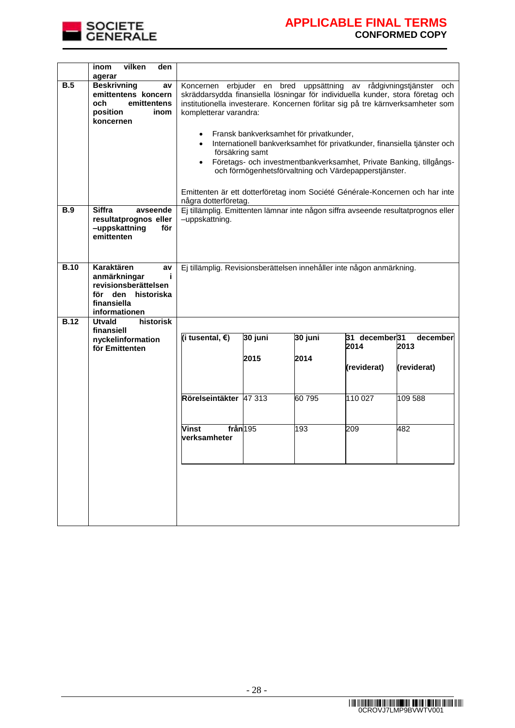| | | |
|---|---|---|
| | **inom vilken den agerar** | |
| **B.5** | **Beskrivning av emittentens koncern och emittentens position inom koncernen** | Koncernen erbjuder en bred uppsättning av rådgivningstjänster och skräddarsydda finansiella lösningar för individuella kunder, stora företag och institutionella investerare. Koncernen förlitar sig på tre kärnverksamheter som kompletterar varandra:<br><br>• Fransk bankverksamhet för privatkunder,<br>• Internationell bankverksamhet för privatkunder, finansiella tjänster och försäkring samt<br>• Företags- och investmentbankverksamhet, Private Banking, tillgångs- och förmögenhetsförvaltning och Värdepapperstjänster.<br><br>Emittenten är ett dotterföretag inom Société Générale-Koncernen och har inte några dotterföretag. |
| **B.9** | **Siffra avseende resultatprognos eller –uppskattning för emittenten** | Ej tillämplig. Emittenten lämnar inte någon siffra avseende resultatprognos eller –uppskattning. |
| **B.10** | **Karaktären av anmärkningar i revisionsberättelsen för den historiska finansiella informationen** | Ej tillämplig. Revisionsberättelsen innehåller inte någon anmärkning. |
| **B.12** | **Utvald historisk finansiell nyckelinformation för Emittenten** | (see table below) |

| (i tusental, €) | 30 juni 2015 | 30 juni 2014 | 31 december 2014 (reviderat) | 31 december 2013 (reviderat) |
|---|---|---|---|---|
| Rörelseintäkter | 47 313 | 60 795 | 110 027 | 109 588 |
| Vinst från verksamheter | 195 | 193 | 209 | 482 |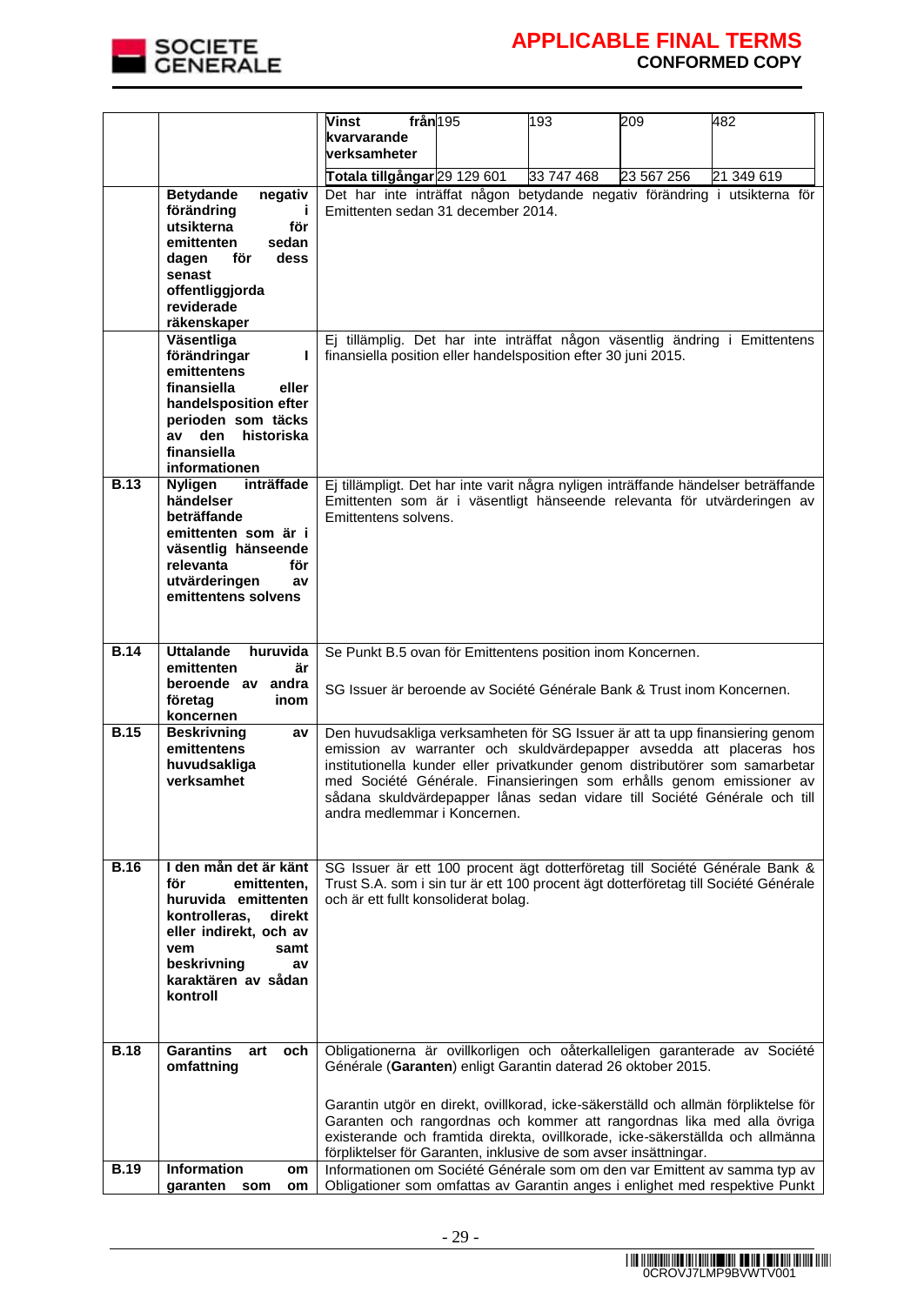| | | | | | | |
|---|---|---|---|---|---|---|
| | | **Vinst från kvarvarande verksamheter** | 195 | 193 | 209 | 482 |
| | | **Totala tillgångar** | 29 129 601 | 33 747 468 | 23 567 256 | 21 349 619 |
| | **Betydande negativ förändring i utsikterna för emittenten sedan dagen för dess senast offentliggjorda reviderade räkenskaper** | Det har inte inträffat någon betydande negativ förändring i utsikterna för Emittenten sedan 31 december 2014. | | | | |
| | **Väsentliga förändringar I emittentens finansiella eller handelsposition efter perioden som täcks av den historiska finansiella informationen** | Ej tillämplig. Det har inte inträffat någon väsentlig ändring i Emittentens finansiella position eller handelsposition efter 30 juni 2015. | | | | |
| **B.13** | **Nyligen inträffade händelser beträffande emittenten som är i väsentlig hänseende relevanta för utvärderingen av emittentens solvens** | Ej tillämpligt. Det har inte varit några nyligen inträffande händelser beträffande Emittenten som är i väsentligt hänseende relevanta för utvärderingen av Emittentens solvens. | | | | |
| **B.14** | **Uttalande huruvida emittenten är beroende av andra företag inom koncernen** | Se Punkt B.5 ovan för Emittentens position inom Koncernen.<br><br>SG Issuer är beroende av Société Générale Bank & Trust inom Koncernen. | | | | |
| **B.15** | **Beskrivning av emittentens huvudsakliga verksamhet** | Den huvudsakliga verksamheten för SG Issuer är att ta upp finansiering genom emission av warranter och skuldvärdepapper avsedda att placeras hos institutionella kunder eller privatkunder genom distributörer som samarbetar med Société Générale. Finansieringen som erhålls genom emissioner av sådana skuldvärdepapper lånas sedan vidare till Société Générale och till andra medlemmar i Koncernen. | | | | |
| **B.16** | **I den mån det är känt för emittenten, huruvida emittenten kontrolleras, direkt eller indirekt, och av vem samt beskrivning av karaktären av sådan kontroll** | SG Issuer är ett 100 procent ägt dotterföretag till Société Générale Bank & Trust S.A. som i sin tur är ett 100 procent ägt dotterföretag till Société Générale och är ett fullt konsoliderat bolag. | | | | |
| **B.18** | **Garantins art och omfattning** | Obligationerna är ovillkorligen och oåterkalleligen garanterade av Société Générale (**Garanten**) enligt Garantin daterad 26 oktober 2015.<br><br>Garantin utgör en direkt, ovillkorad, icke-säkerställd och allmän förpliktelse för Garanten och rangordnas och kommer att rangordnas lika med alla övriga existerande och framtida direkta, ovillkorade, icke-säkerställda och allmänna förpliktelser för Garanten, inklusive de som avser insättningar. | | | | |
| **B.19** | **Information om garanten som om** | Informationen om Société Générale som om den var Emittent av samma typ av Obligationer som omfattas av Garantin anges i enlighet med respektive Punkt | | | | |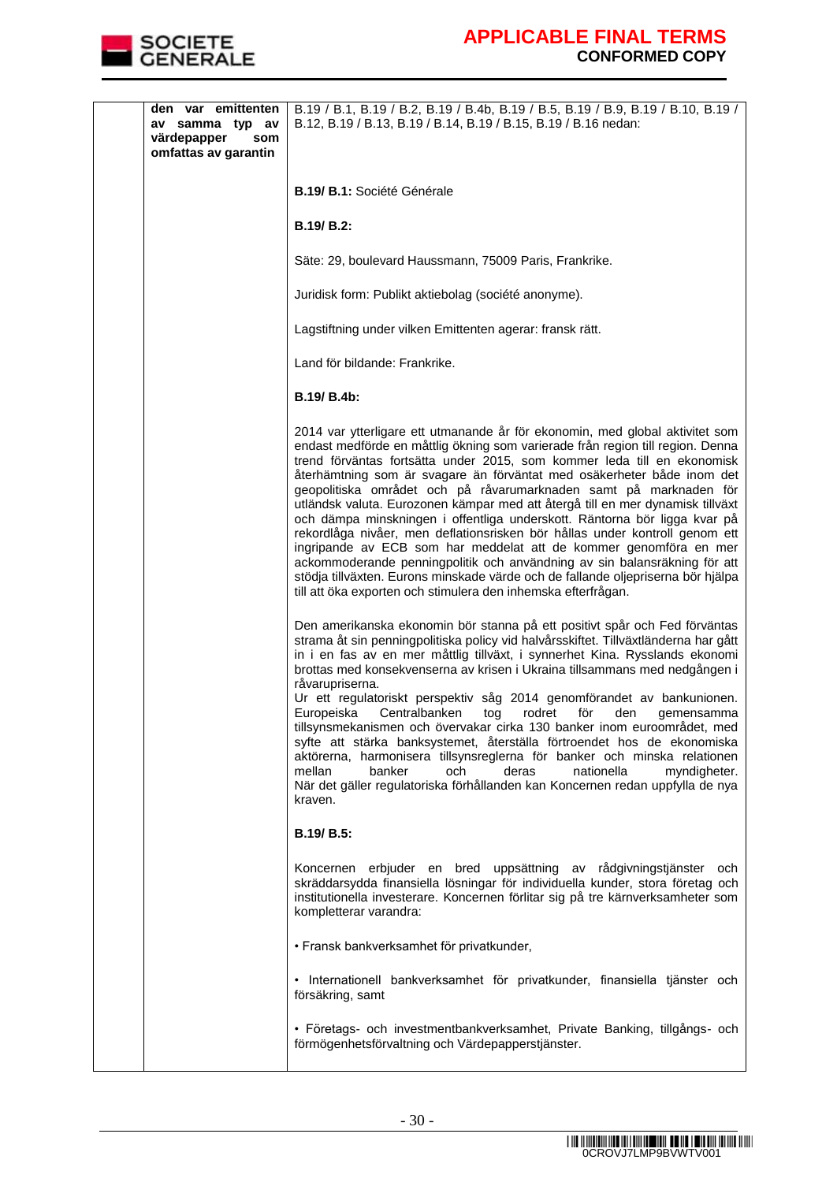| | den var emittenten av samma typ av värdepapper som omfattas av garantin | B.19 / B.1, B.19 / B.2, B.19 / B.4b, B.19 / B.5, B.19 / B.9, B.19 / B.10, B.19 / B.12, B.19 / B.13, B.19 / B.14, B.19 / B.15, B.19 / B.16 nedan:<br><br>**B.19/ B.1:** Société Générale<br><br>**B.19/ B.2:**<br><br>Säte: 29, boulevard Haussmann, 75009 Paris, Frankrike.<br><br>Juridisk form: Publikt aktiebolag (société anonyme).<br><br>Lagstiftning under vilken Emittenten agerar: fransk rätt.<br><br>Land för bildande: Frankrike.<br><br>**B.19/ B.4b:**<br><br>2014 var ytterligare ett utmanande år för ekonomin, med global aktivitet som endast medförde en måttlig ökning som varierade från region till region. Denna trend förväntas fortsätta under 2015, som kommer leda till en ekonomisk återhämtning som är svagare än förväntat med osäkerheter både inom det geopolitiska området och på råvarumarknaden samt på marknaden för utländsk valuta. Eurozonen kämpar med att återgå till en mer dynamisk tillväxt och dämpa minskningen i offentliga underskott. Räntorna bör ligga kvar på rekordlåga nivåer, men deflationsrisken bör hållas under kontroll genom ett ingripande av ECB som har meddelat att de kommer genomföra en mer ackommoderande penningpolitik och användning av sin balansräkning för att stödja tillväxten. Eurons minskade värde och de fallande oljepriserna bör hjälpa till att öka exporten och stimulera den inhemska efterfrågan.<br><br>Den amerikanska ekonomin bör stanna på ett positivt spår och Fed förväntas strama åt sin penningpolitiska policy vid halvårsskiftet. Tillväxtländerna har gått in i en fas av en mer måttlig tillväxt, i synnerhet Kina. Rysslands ekonomi brottas med konsekvenserna av krisen i Ukraina tillsammans med nedgången i råvarupriserna.<br>Ur ett regulatoriskt perspektiv såg 2014 genomförandet av bankunionen. Europeiska Centralbanken tog rodret för den gemensamma tillsynsmekanismen och övervakar cirka 130 banker inom euroområdet, med syfte att stärka banksystemet, återställa förtroendet hos de ekonomiska aktörerna, harmonisera tillsynsreglerna för banker och minska relationen mellan banker och deras nationella myndigheter. När det gäller regulatoriska förhållanden kan Koncernen redan uppfylla de nya kraven.<br><br>**B.19/ B.5:**<br><br>Koncernen erbjuder en bred uppsättning av rådgivningstjänster och skräddarsydda finansiella lösningar för individuella kunder, stora företag och institutionella investerare. Koncernen förlitar sig på tre kärnverksamheter som kompletterar varandra:<br><br>• Fransk bankverksamhet för privatkunder,<br><br>• Internationell bankverksamhet för privatkunder, finansiella tjänster och försäkring, samt<br><br>• Företags- och investmentbankverksamhet, Private Banking, tillgångs- och förmögenhetsförvaltning och Värdepapperstjänster. |
|---|---|---|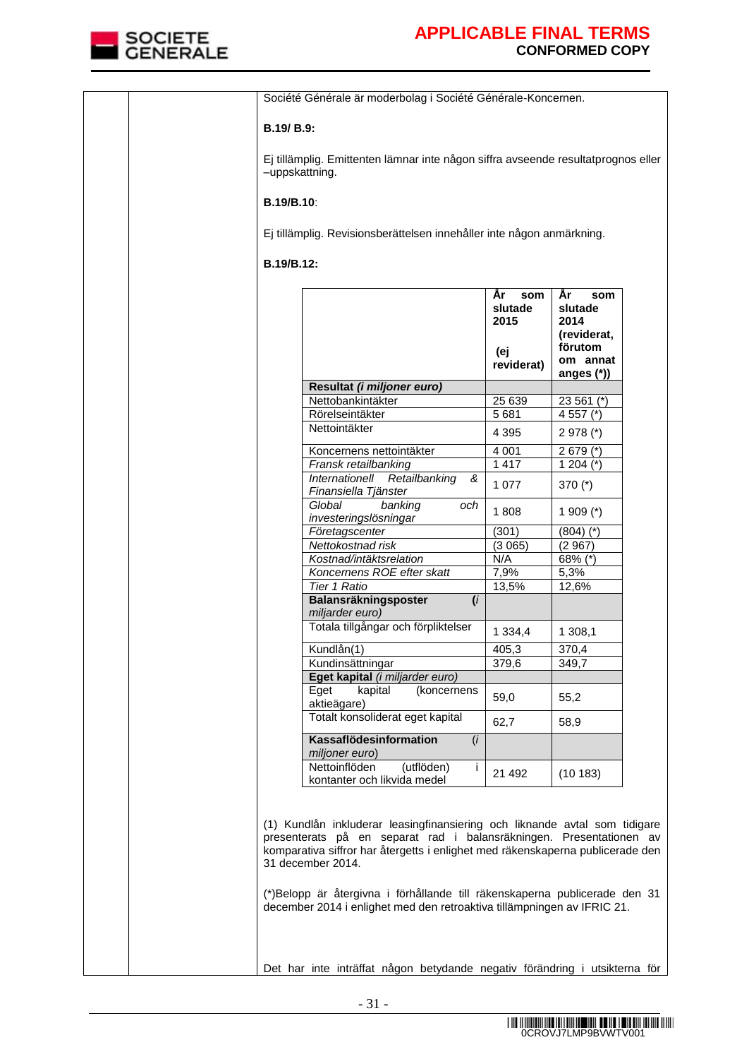Société Générale är moderbolag i Société Générale-Koncernen.

**B.19/ B.9:**

Ej tillämplig. Emittenten lämnar inte någon siffra avseende resultatprognos eller –uppskattning.

**B.19/B.10**:

Ej tillämplig. Revisionsberättelsen innehåller inte någon anmärkning.

**B.19/B.12:**

| | **År som slutade 2015 (ej reviderat)** | **År som slutade 2014 (reviderat, förutom om annat anges (*))** |
|---|---|---|
| **Resultat** *(i miljoner euro)* | | |
| Nettobankintäkter | 25 639 | 23 561 (*) |
| Rörelseintäkter | 5 681 | 4 557 (*) |
| Nettointäkter | 4 395 | 2 978 (*) |
| Koncernens nettointäkter | 4 001 | 2 679 (*) |
| *Fransk retailbanking* | 1 417 | 1 204 (*) |
| *Internationell Retailbanking & Finansiella Tjänster* | 1 077 | 370 (*) |
| *Global banking och investeringslösningar* | 1 808 | 1 909 (*) |
| *Företagscenter* | (301) | (804) (*) |
| *Nettokostnad risk* | (3 065) | (2 967) |
| *Kostnad/intäktsrelation* | N/A | 68% (*) |
| *Koncernens ROE efter skatt* | 7,9% | 5,3% |
| *Tier 1 Ratio* | 13,5% | 12,6% |
| **Balansräkningsposter** *(i miljarder euro)* | | |
| Totala tillgångar och förpliktelser | 1 334,4 | 1 308,1 |
| Kundlån(1) | 405,3 | 370,4 |
| Kundinsättningar | 379,6 | 349,7 |
| **Eget kapital** *(i miljarder euro)* | | |
| Eget kapital (koncernens aktieägare) | 59,0 | 55,2 |
| Totalt konsoliderat eget kapital | 62,7 | 58,9 |
| **Kassaflödesinformation** *(i miljoner euro)* | | |
| Nettoinflöden (utflöden) i kontanter och likvida medel | 21 492 | (10 183) |

(1) Kundlån inkluderar leasingfinansiering och liknande avtal som tidigare presenterats på en separat rad i balansräkningen. Presentationen av komparativa siffror har återgetts i enlighet med räkenskaperna publicerade den 31 december 2014.

(*)Belopp är återgivna i förhållande till räkenskaperna publicerade den 31 december 2014 i enlighet med den retroaktiva tillämpningen av IFRIC 21.

Det har inte inträffat någon betydande negativ förändring i utsikterna för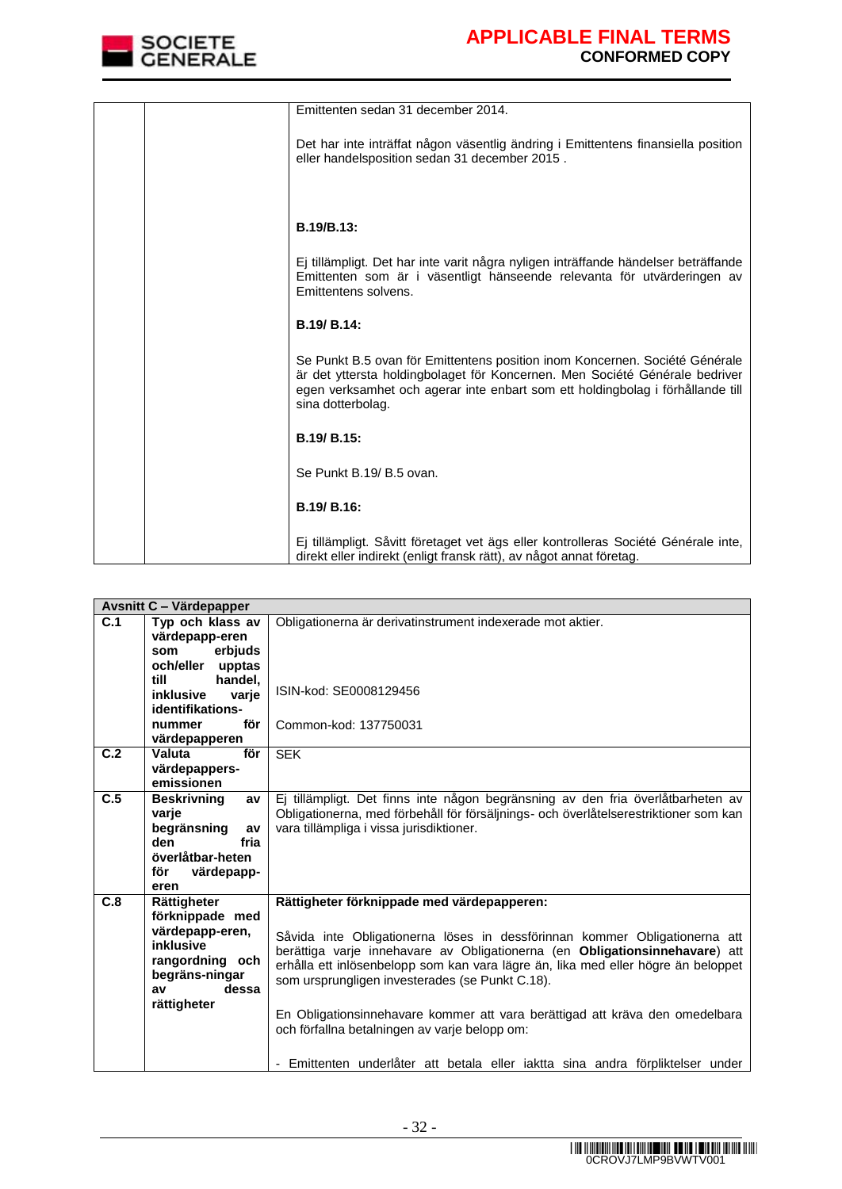| | | |
|---|---|---|
| | | Emittenten sedan 31 december 2014.<br><br>Det har inte inträffat någon väsentlig ändring i Emittentens finansiella position eller handelsposition sedan 31 december 2015 .<br><br>**B.19/B.13:**<br><br>Ej tillämpligt. Det har inte varit några nyligen inträffande händelser beträffande Emittenten som är i väsentligt hänseende relevanta för utvärderingen av Emittentens solvens.<br><br>**B.19/ B.14:**<br><br>Se Punkt B.5 ovan för Emittentens position inom Koncernen. Société Générale är det yttersta holdingbolaget för Koncernen. Men Société Générale bedriver egen verksamhet och agerar inte enbart som ett holdingbolag i förhållande till sina dotterbolag.<br><br>**B.19/ B.15:**<br><br>Se Punkt B.19/ B.5 ovan.<br><br>**B.19/ B.16:**<br><br>Ej tillämpligt. Såvitt företaget vet ägs eller kontrolleras Société Générale inte, direkt eller indirekt (enligt fransk rätt), av något annat företag. |

| **Avsnitt C – Värdepapper** | | |
|---|---|---|
| **C.1** | **Typ och klass av värdepapp-eren som erbjuds och/eller upptas till handel, inklusive varje identifikations-nummer för värdepapperen** | Obligationerna är derivatinstrument indexerade mot aktier.<br><br>ISIN-kod: SE0008129456<br><br>Common-kod: 137750031 |
| **C.2** | **Valuta för värdepappers-emissionen** | SEK |
| **C.5** | **Beskrivning av varje begränsning av den fria överlåtbar-heten för värdepapp-eren** | Ej tillämpligt. Det finns inte någon begränsning av den fria överlåtbarheten av Obligationerna, med förbehåll för försäljnings- och överlåtelserestriktioner som kan vara tillämpliga i vissa jurisdiktioner. |
| **C.8** | **Rättigheter förknippade med värdepapp-eren, inklusive rangordning och begräns-ningar av dessa rättigheter** | **Rättigheter förknippade med värdepapperen:**<br><br>Såvida inte Obligationerna löses in dessförinnan kommer Obligationerna att berättiga varje innehavare av Obligationerna (en **Obligationsinnehavare**) att erhålla ett inlösenbelopp som kan vara lägre än, lika med eller högre än beloppet som ursprungligen investerades (se Punkt C.18).<br><br>En Obligationsinnehavare kommer att vara berättigad att kräva den omedelbara och förfallna betalningen av varje belopp om:<br><br>- Emittenten underlåter att betala eller iaktta sina andra förpliktelser under |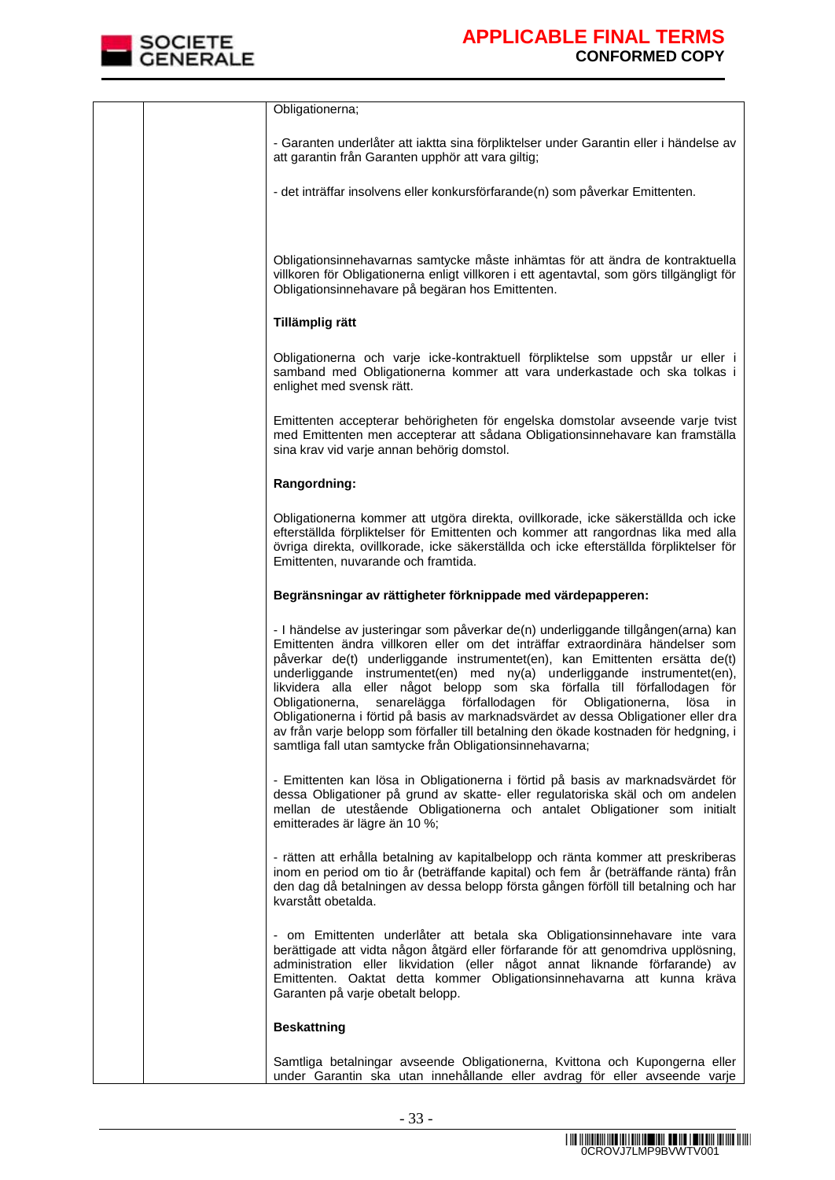| | | Obligationerna;<br><br>- Garanten underlåter att iaktta sina förpliktelser under Garantin eller i händelse av att garantin från Garanten upphör att vara giltig;<br><br>- det inträffar insolvens eller konkursförfarande(n) som påverkar Emittenten.<br><br>Obligationsinnehavarnas samtycke måste inhämtas för att ändra de kontraktuella villkoren för Obligationerna enligt villkoren i ett agentavtal, som görs tillgängligt för Obligationsinnehavare på begäran hos Emittenten.<br><br>**Tillämplig rätt**<br><br>Obligationerna och varje icke-kontraktuell förpliktelse som uppstår ur eller i samband med Obligationerna kommer att vara underkastade och ska tolkas i enlighet med svensk rätt.<br><br>Emittenten accepterar behörigheten för engelska domstolar avseende varje tvist med Emittenten men accepterar att sådana Obligationsinnehavare kan framställa sina krav vid varje annan behörig domstol.<br><br>**Rangordning:**<br><br>Obligationerna kommer att utgöra direkta, ovillkorade, icke säkerställda och icke efterställda förpliktelser för Emittenten och kommer att rangordnas lika med alla övriga direkta, ovillkorade, icke säkerställda och icke efterställda förpliktelser för Emittenten, nuvarande och framtida.<br><br>**Begränsningar av rättigheter förknippade med värdepapperen:**<br><br>- I händelse av justeringar som påverkar de(n) underliggande tillgången(arna) kan Emittenten ändra villkoren eller om det inträffar extraordinära händelser som påverkar de(t) underliggande instrumentet(en), kan Emittenten ersätta de(t) underliggande instrumentet(en) med ny(a) underliggande instrumentet(en), likvidera alla eller något belopp som ska förfalla till förfallodagen för Obligationerna, senarelägga förfallodagen för Obligationerna, lösa in Obligationerna i förtid på basis av marknadsvärdet av dessa Obligationer eller dra av från varje belopp som förfaller till betalning den ökade kostnaden för hedgning, i samtliga fall utan samtycke från Obligationsinnehavarna;<br><br>- Emittenten kan lösa in Obligationerna i förtid på basis av marknadsvärdet för dessa Obligationer på grund av skatte- eller regulatoriska skäl och om andelen mellan de utestående Obligationerna och antalet Obligationer som initialt emitterades är lägre än 10 %;<br><br>- rätten att erhålla betalning av kapitalbelopp och ränta kommer att preskriberas inom en period om tio år (beträffande kapital) och fem år (beträffande ränta) från den dag då betalningen av dessa belopp första gången förföll till betalning och har kvarstått obetalda.<br><br>- om Emittenten underlåter att betala ska Obligationsinnehavare inte vara berättigade att vidta någon åtgärd eller förfarande för att genomdriva upplösning, administration eller likvidation (eller något annat liknande förfarande) av Emittenten. Oaktat detta kommer Obligationsinnehavarna att kunna kräva Garanten på varje obetalt belopp.<br><br>**Beskattning**<br><br>Samtliga betalningar avseende Obligationerna, Kvittona och Kupongerna eller under Garantin ska utan innehållande eller avdrag för eller avseende varje |
|---|---|---|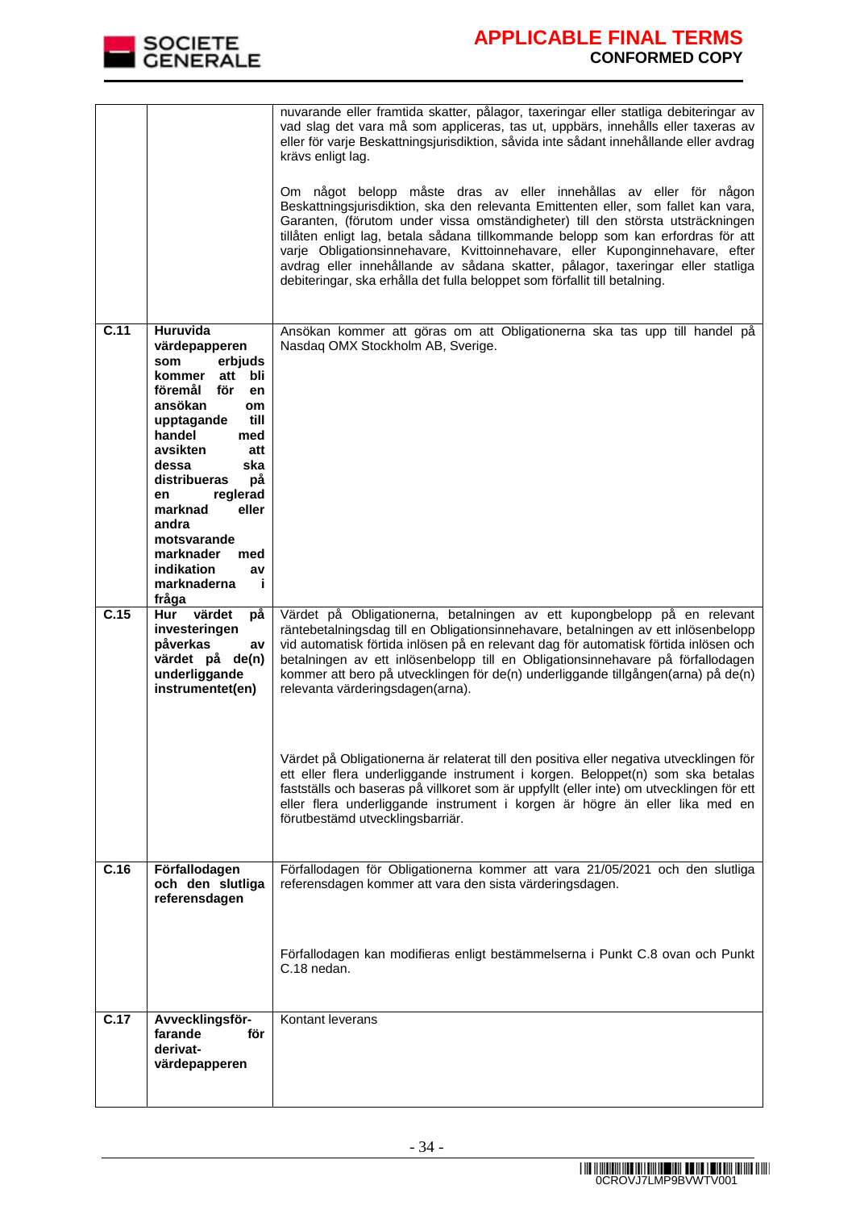| | | |
|---|---|---|
| | | nuvarande eller framtida skatter, pålagor, taxeringar eller statliga debiteringar av vad slag det vara må som appliceras, tas ut, uppbärs, innehålls eller taxeras av eller för varje Beskattningsjurisdiktion, såvida inte sådant innehållande eller avdrag krävs enligt lag.<br><br>Om något belopp måste dras av eller innehållas av eller för någon Beskattningsjurisdiktion, ska den relevanta Emittenten eller, som fallet kan vara, Garanten, (förutom under vissa omständigheter) till den största utsträckningen tillåten enligt lag, betala sådana tillkommande belopp som kan erfordras för att varje Obligationsinnehavare, Kvittoinnehavare, eller Kuponginnehavare, efter avdrag eller innehållande av sådana skatter, pålagor, taxeringar eller statliga debiteringar, ska erhålla det fulla beloppet som förfallit till betalning. |
| **C.11** | **Huruvida värdepapperen som erbjuds kommer att bli föremål för en ansökan om upptagande till handel med avsikten att dessa ska distribueras på en reglerad marknad eller andra motsvarande marknader med indikation av marknaderna i fråga** | Ansökan kommer att göras om att Obligationerna ska tas upp till handel på Nasdaq OMX Stockholm AB, Sverige. |
| **C.15** | **Hur värdet på investeringen påverkas av värdet på de(n) underliggande instrumentet(en)** | Värdet på Obligationerna, betalningen av ett kupongbelopp på en relevant räntebetalningsdag till en Obligationsinnehavare, betalningen av ett inlösenbelopp vid automatisk förtida inlösen på en relevant dag för automatisk förtida inlösen och betalningen av ett inlösenbelopp till en Obligationsinnehavare på förfallodagen kommer att bero på utvecklingen för de(n) underliggande tillgången(arna) på de(n) relevanta värderingsdagen(arna).<br><br>Värdet på Obligationerna är relaterat till den positiva eller negativa utvecklingen för ett eller flera underliggande instrument i korgen. Beloppet(n) som ska betalas fastställs och baseras på villkoret som är uppfyllt (eller inte) om utvecklingen för ett eller flera underliggande instrument i korgen är högre än eller lika med en förutbestämd utvecklingsbarriär. |
| **C.16** | **Förfallodagen och den slutliga referensdagen** | Förfallodagen för Obligationerna kommer att vara 21/05/2021 och den slutliga referensdagen kommer att vara den sista värderingsdagen.<br><br>Förfallodagen kan modifieras enligt bestämmelserna i Punkt C.8 ovan och Punkt C.18 nedan. |
| **C.17** | **Avvecklingsförfarande för derivat-värdepapperen** | Kontant leverans |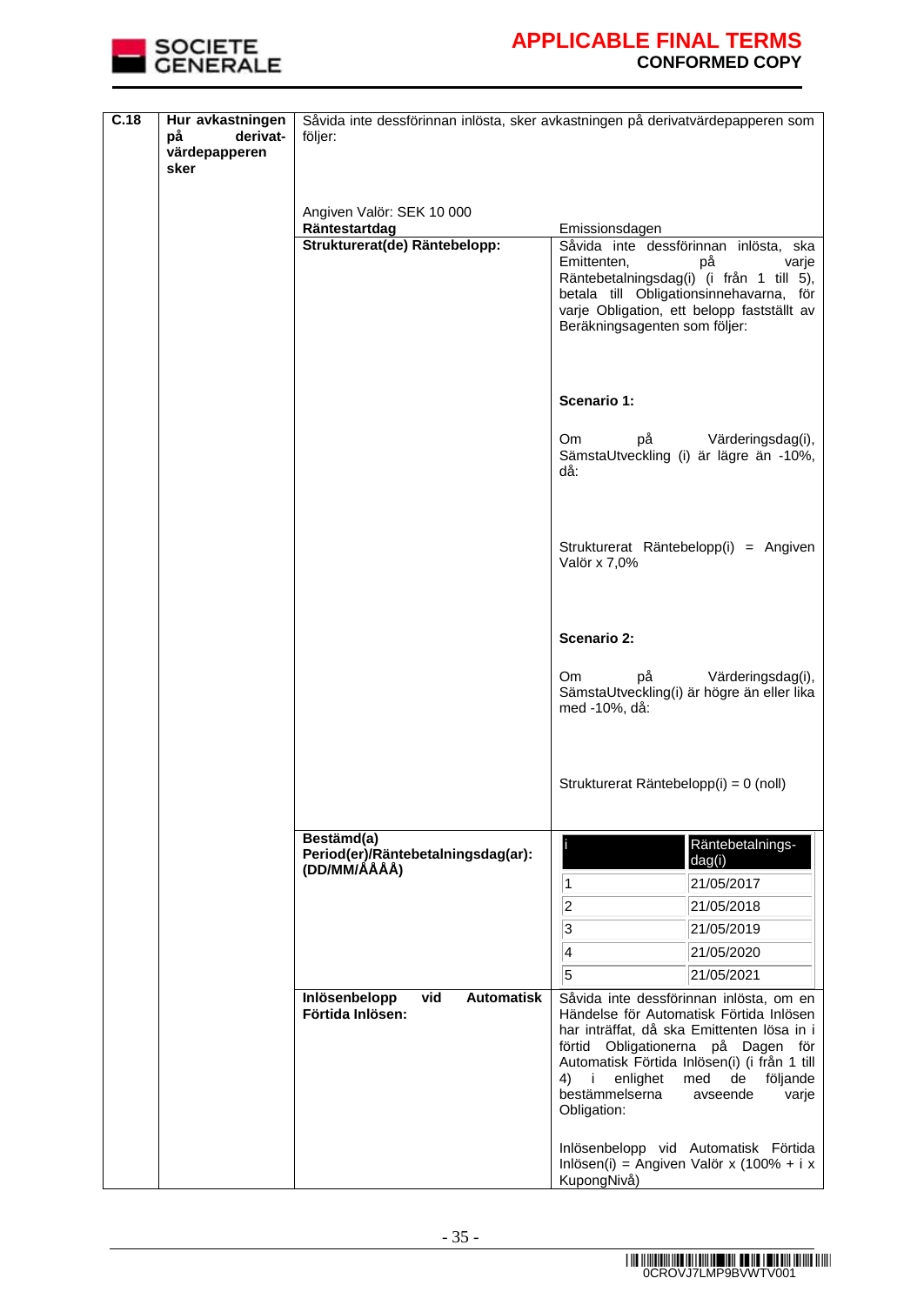| C.18 | Hur avkastningen på derivat-värdepapperen sker | Såvida inte dessförinnan inlösta, sker avkastningen på derivatvärdepapperen som följer: | |
|---|---|---|---|
| | | Angiven Valör: SEK 10 000 | |
| | | **Räntestartdag** | Emissionsdagen |
| | | **Strukturerat(de) Räntebelopp:** | Såvida inte dessförinnan inlösta, ska Emittenten, på varje Räntebetalningsdag(i) (i från 1 till 5), betala till Obligationsinnehavarna, för varje Obligation, ett belopp fastställt av Beräkningsagenten som följer:<br><br>**Scenario 1:**<br><br>Om på Värderingsdag(i), SämstaUtveckling (i) är lägre än -10%, då:<br><br>Strukturerat Räntebelopp(i) = Angiven Valör x 7,0%<br><br>**Scenario 2:**<br><br>Om på Värderingsdag(i), SämstaUtveckling(i) är högre än eller lika med -10%, då:<br><br>Strukturerat Räntebelopp(i) = 0 (noll) |
| | | **Bestämd(a) Period(er)/Räntebetalningsdag(ar): (DD/MM/ÅÅÅÅ)** | i: Räntebetalningsdag(i)<br>1: 21/05/2017<br>2: 21/05/2018<br>3: 21/05/2019<br>4: 21/05/2020<br>5: 21/05/2021 |
| | | **Inlösenbelopp vid Automatisk Förtida Inlösen:** | Såvida inte dessförinnan inlösta, om en Händelse för Automatisk Förtida Inlösen har inträffat, då ska Emittenten lösa in i förtid Obligationerna på Dagen för Automatisk Förtida Inlösen(i) (i från 1 till 4) i enlighet med de följande bestämmelserna avseende varje Obligation:<br><br>Inlösenbelopp vid Automatisk Förtida Inlösen(i) = Angiven Valör x (100% + i x KupongNivå) |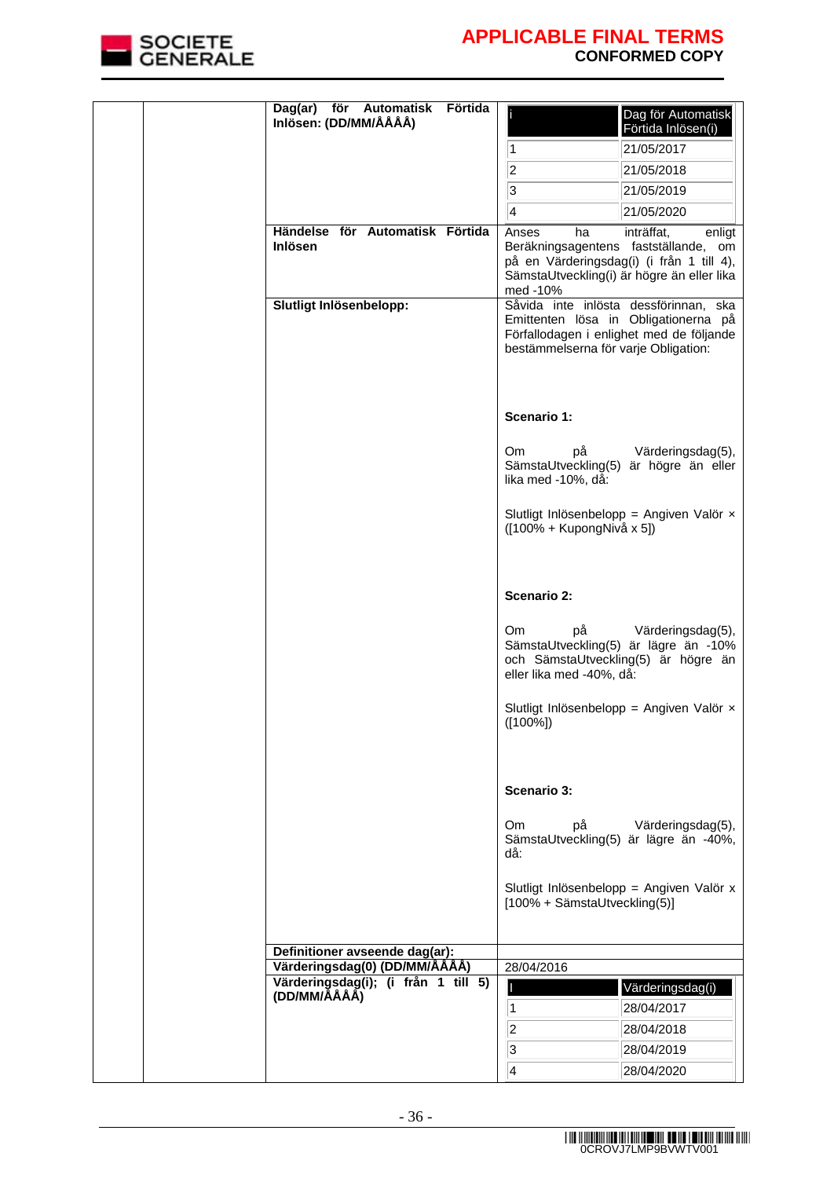| | | | |
|---|---|---|---|
| | | **Dag(ar) för Automatisk Förtida Inlösen: (DD/MM/ÅÅÅÅ)** | <table><tr><th>i</th><th>Dag för Automatisk Förtida Inlösen(i)</th></tr><tr><td>1</td><td>21/05/2017</td></tr><tr><td>2</td><td>21/05/2018</td></tr><tr><td>3</td><td>21/05/2019</td></tr><tr><td>4</td><td>21/05/2020</td></tr></table> |
| | | **Händelse för Automatisk Förtida Inlösen** | Anses ha inträffat, enligt Beräkningsagentens fastställande, om på en Värderingsdag(i) (i från 1 till 4), SämstaUtveckling(i) är högre än eller lika med -10% |
| | | **Slutligt Inlösenbelopp:** | Såvida inte inlösta dessförinnan, ska Emittenten lösa in Obligationerna på Förfallodagen i enlighet med de följande bestämmelserna för varje Obligation:<br><br>**Scenario 1:**<br><br>Om på Värderingsdag(5), SämstaUtveckling(5) är högre än eller lika med -10%, då:<br><br>Slutligt Inlösenbelopp = Angiven Valör × ([100% + KupongNivå x 5])<br><br>**Scenario 2:**<br><br>Om på Värderingsdag(5), SämstaUtveckling(5) är lägre än -10% och SämstaUtveckling(5) är högre än eller lika med -40%, då:<br><br>Slutligt Inlösenbelopp = Angiven Valör × ([100%])<br><br>**Scenario 3:**<br><br>Om på Värderingsdag(5), SämstaUtveckling(5) är lägre än -40%, då:<br><br>Slutligt Inlösenbelopp = Angiven Valör x [100% + SämstaUtveckling(5)] |
| | | **Definitioner avseende dag(ar):** | |
| | | **Värderingsdag(0) (DD/MM/ÅÅÅÅ)** | 28/04/2016 |
| | | **Värderingsdag(i); (i från 1 till 5) (DD/MM/ÅÅÅÅ)** | <table><tr><th>I</th><th>Värderingsdag(i)</th></tr><tr><td>1</td><td>28/04/2017</td></tr><tr><td>2</td><td>28/04/2018</td></tr><tr><td>3</td><td>28/04/2019</td></tr><tr><td>4</td><td>28/04/2020</td></tr></table> |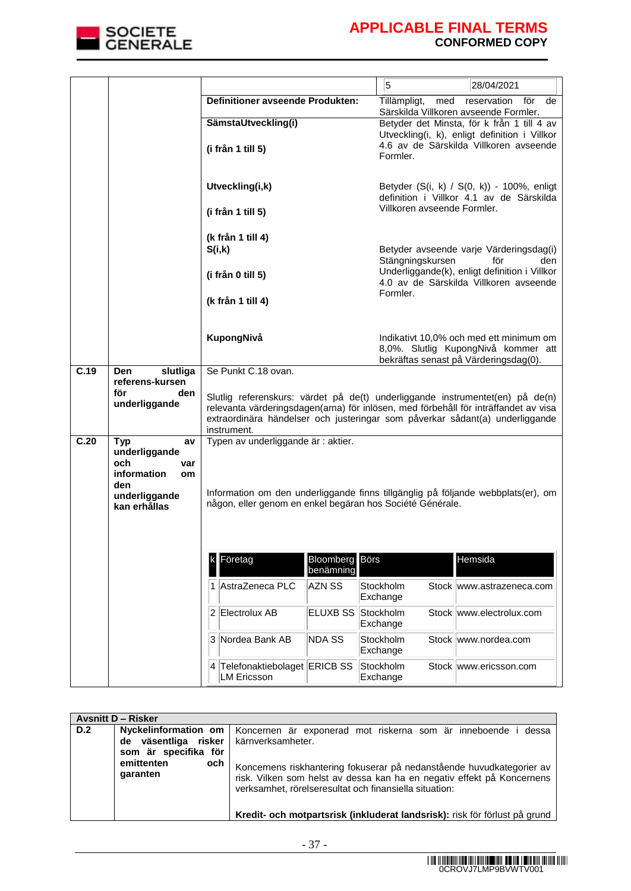| | | | | |
|---|---|---|---|---|
| | | | 5 | 28/04/2021 |
| | | **Definitioner avseende Produkten:** | Tillämpligt, med reservation för de Särskilda Villkoren avseende Formler. | |
| | | **SämstaUtveckling(i)** (i från 1 till 5) | Betyder det Minsta, för k från 1 till 4 av Utveckling(i, k), enligt definition i Villkor 4.6 av de Särskilda Villkoren avseende Formler. | |
| | | **Utveckling(i,k)** (i från 1 till 5) (k från 1 till 4) | Betyder (S(i, k) / S(0, k)) - 100%, enligt definition i Villkor 4.1 av de Särskilda Villkoren avseende Formler. | |
| | | **S(i,k)** (i från 0 till 5) (k från 1 till 4) | Betyder avseende varje Värderingsdag(i) Stängningskursen för den Underliggande(k), enligt definition i Villkor 4.0 av de Särskilda Villkoren avseende Formler. | |
| | | **KupongNivå** | Indikativt 10,0% och med ett minimum om 8,0%. Slutlig KupongNivå kommer att bekräftas senast på Värderingsdag(0). | |
| **C.19** | **Den slutliga referens-kursen för den underliggande** | Se Punkt C.18 ovan.<br><br>Slutlig referenskurs: värdet på de(t) underliggande instrumentet(en) på de(n) relevanta värderingsdagen(arna) för inlösen, med förbehåll för inträffandet av visa extraordinära händelser och justeringar som påverkar sådant(a) underliggande instrument. | | |
| **C.20** | **Typ av underliggande och var information om den underliggande kan erhållas** | Typen av underliggande är : aktier.<br><br>Information om den underliggande finns tillgänglig på följande webbplats(er), om någon, eller genom en enkel begäran hos Société Générale. | | |

| k | Företag | Bloomberg benämning | Börs | Hemsida |
|---|---|---|---|---|
| 1 | AstraZeneca PLC | AZN SS | Stockholm Stock Exchange | www.astrazeneca.com |
| 2 | Electrolux AB | ELUXB SS | Stockholm Stock Exchange | www.electrolux.com |
| 3 | Nordea Bank AB | NDA SS | Stockholm Stock Exchange | www.nordea.com |
| 4 | Telefonaktiebolaget LM Ericsson | ERICB SS | Stockholm Stock Exchange | www.ericsson.com |

| **Avsnitt D – Risker** | | |
|---|---|---|
| **D.2** | **Nyckelinformation om de väsentliga risker som är specifika för emittenten och garanten** | Koncernen är exponerad mot riskerna som är inneboende i dessa kärnverksamheter.<br><br>Koncernens riskhantering fokuserar på nedanstående huvudkategorier av risk. Vilken som helst av dessa kan ha en negativ effekt på Koncernens verksamhet, rörelseresultat och finansiella situation:<br><br>**Kredit- och motpartsrisk (inkluderat landsrisk):** risk för förlust på grund |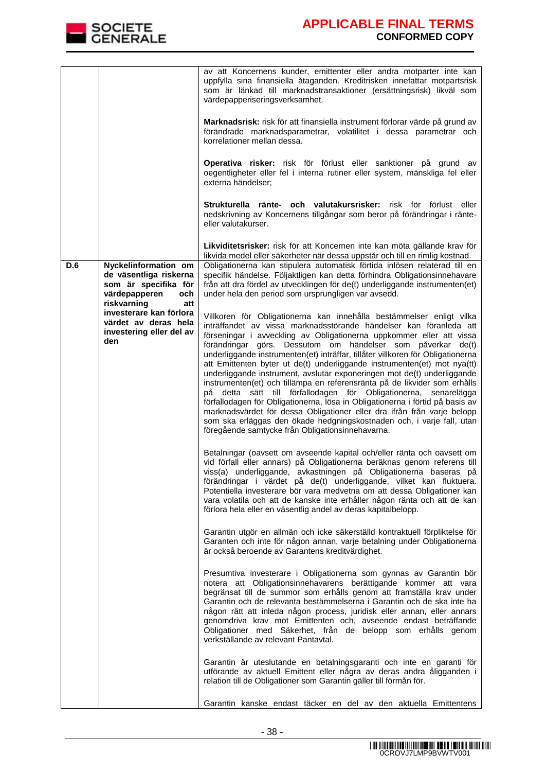| | | |
|---|---|---|
| | | av att Koncernens kunder, emittenter eller andra motparter inte kan uppfylla sina finansiella åtaganden. Kreditrisken innefattar motpartsrisk som är länkad till marknadstransaktioner (ersättningsrisk) likväl som värdepapperiseringsverksamhet.<br><br>**Marknadsrisk:** risk för att finansiella instrument förlorar värde på grund av förändrade marknadsparametrar, volatilitet i dessa parametrar och korrelationer mellan dessa.<br><br>**Operativa risker:** risk för förlust eller sanktioner på grund av oegentligheter eller fel i interna rutiner eller system, mänskliga fel eller externa händelser;<br><br>**Strukturella ränte- och valutakursrisker:** risk för förlust eller nedskrivning av Koncernens tillgångar som beror på förändringar i ränte- eller valutakurser.<br><br>**Likviditetsrisker:** risk för att Koncernen inte kan möta gällande krav för likvida medel eller säkerheter när dessa uppstår och till en rimlig kostnad. |
| **D.6** | **Nyckelinformation om de väsentliga riskerna som är specifika för värdepapperen och riskvarning att investerare kan förlora värdet av deras hela investering eller del av den** | Obligationerna kan stipulera automatisk förtida inlösen relaterad till en specifik händelse. Följaktligen kan detta förhindra Obligationsinnehavare från att dra fördel av utvecklingen för de(t) underliggande instrumenten(et) under hela den period som ursprungligen var avsedd.<br><br>Villkoren för Obligationerna kan innehålla bestämmelser enligt vilka inträffandet av vissa marknadsstörande händelser kan föranleda att förseningar i avveckling av Obligationerna uppkommer eller att vissa förändringar görs. Dessutom om händelser som påverkar de(t) underliggande instrumenten(et) inträffar, tillåter villkoren för Obligationerna att Emittenten byter ut de(t) underliggande instrumenten(et) mot nya(tt) underliggande instrument, avslutar exponeringen mot de(t) underliggande instrumenten(et) och tillämpa en referensränta på de likvider som erhålls på detta sätt till förfallodagen för Obligationerna, senarelägga förfallodagen för Obligationerna, lösa in Obligationerna i förtid på basis av marknadsvärdet för dessa Obligationer eller dra ifrån från varje belopp som ska erläggas den ökade hedgningskostnaden och, i varje fall, utan föregående samtycke från Obligationsinnehavarna.<br><br>Betalningar (oavsett om avseende kapital och/eller ränta och oavsett om vid förfall eller annars) på Obligationerna beräknas genom referens till viss(a) underliggande, avkastningen på Obligationerna baseras på förändringar i värdet på de(t) underliggande, vilket kan fluktuera. Potentiella investerare bör vara medvetna om att dessa Obligationer kan vara volatila och att de kanske inte erhåller någon ränta och att de kan förlora hela eller en väsentlig andel av deras kapitalbelopp.<br><br>Garantin utgör en allmän och icke säkerställd kontraktuell förpliktelse för Garanten och inte för någon annan, varje betalning under Obligationerna är också beroende av Garantens kreditvärdighet.<br><br>Presumtiva investerare i Obligationerna som gynnas av Garantin bör notera att Obligationsinnehavarens berättigande kommer att vara begränsat till de summor som erhålls genom att framställa krav under Garantin och de relevanta bestämmelserna i Garantin och de ska inte ha någon rätt att inleda någon process, juridisk eller annan, eller annars genomdriva krav mot Emittenten och, avseende endast beträffande Obligationer med Säkerhet, från de belopp som erhålls genom verkställande av relevant Pantavtal.<br><br>Garantin är uteslutande en betalningsgaranti och inte en garanti för utförande av aktuell Emittent eller några av deras andra åligganden i relation till de Obligationer som Garantin gäller till förmån för.<br><br>Garantin kanske endast täcker en del av den aktuella Emittentens |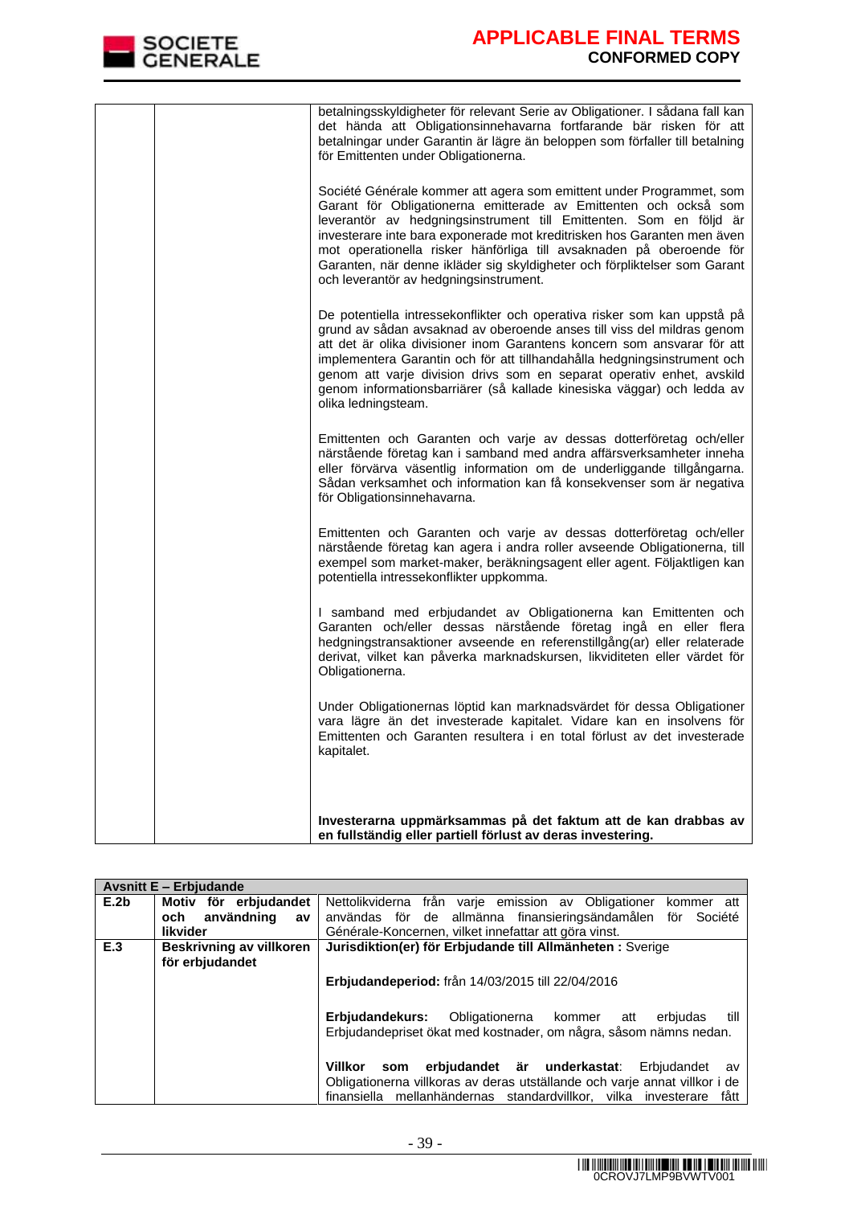| | | |
|---|---|---|
| | | betalningsskyldigheter för relevant Serie av Obligationer. I sådana fall kan det hända att Obligationsinnehavarna fortfarande bär risken för att betalningar under Garantin är lägre än beloppen som förfaller till betalning för Emittenten under Obligationerna.<br><br>Société Générale kommer att agera som emittent under Programmet, som Garant för Obligationerna emitterade av Emittenten och också som leverantör av hedgningsinstrument till Emittenten. Som en följd är investerare inte bara exponerade mot kreditrisken hos Garanten men även mot operationella risker hänförliga till avsaknaden på oberoende för Garanten, när denne ikläder sig skyldigheter och förpliktelser som Garant och leverantör av hedgningsinstrument.<br><br>De potentiella intressekonflikter och operativa risker som kan uppstå på grund av sådan avsaknad av oberoende anses till viss del mildras genom att det är olika divisioner inom Garantens koncern som ansvarar för att implementera Garantin och för att tillhandahålla hedgningsinstrument och genom att varje division drivs som en separat operativ enhet, avskild genom informationsbarriärer (så kallade kinesiska väggar) och ledda av olika ledningsteam.<br><br>Emittenten och Garanten och varje av dessas dotterföretag och/eller närstående företag kan i samband med andra affärsverksamheter inneha eller förvärva väsentlig information om de underliggande tillgångarna. Sådan verksamhet och information kan få konsekvenser som är negativa för Obligationsinnehavarna.<br><br>Emittenten och Garanten och varje av dessas dotterföretag och/eller närstående företag kan agera i andra roller avseende Obligationerna, till exempel som market-maker, beräkningsagent eller agent. Följaktligen kan potentiella intressekonflikter uppkomma.<br><br>I samband med erbjudandet av Obligationerna kan Emittenten och Garanten och/eller dessas närstående företag ingå en eller flera hedgningstransaktioner avseende en referenstillgång(ar) eller relaterade derivat, vilket kan påverka marknadskursen, likviditeten eller värdet för Obligationerna.<br><br>Under Obligationernas löptid kan marknadsvärdet för dessa Obligationer vara lägre än det investerade kapitalet. Vidare kan en insolvens för Emittenten och Garanten resultera i en total förlust av det investerade kapitalet.<br><br>**Investerarna uppmärksammas på det faktum att de kan drabbas av en fullständig eller partiell förlust av deras investering.** |

| **Avsnitt E – Erbjudande** | | |
|---|---|---|
| **E.2b** | **Motiv för erbjudandet och användning av likvider** | Nettolikviderna från varje emission av Obligationer kommer att användas för de allmänna finansieringsändamålen för Société Générale-Koncernen, vilket innefattar att göra vinst. |
| **E.3** | **Beskrivning av villkoren för erbjudandet** | **Jurisdiktion(er) för Erbjudande till Allmänheten :** Sverige<br><br>**Erbjudandeperiod:** från 14/03/2015 till 22/04/2016<br><br>**Erbjudandekurs:** Obligationerna kommer att erbjudas till Erbjudandepriset ökat med kostnader, om några, såsom nämns nedan.<br><br>**Villkor som erbjudandet är underkastat**: Erbjudandet av Obligationerna villkoras av deras utställande och varje annat villkor i de finansiella mellanhändernas standardvillkor, vilka investerare fått |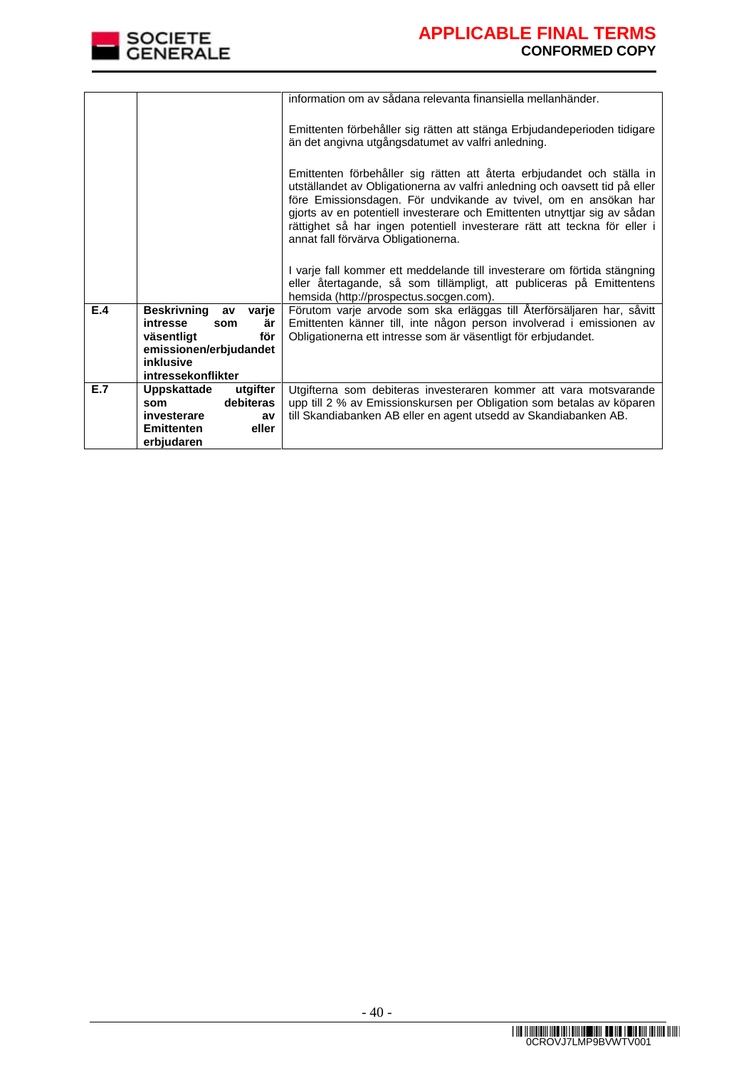| | | |
|---|---|---|
| | | information om av sådana relevanta finansiella mellanhänder.<br><br>Emittenten förbehåller sig rätten att stänga Erbjudandeperioden tidigare än det angivna utgångsdatumet av valfri anledning.<br><br>Emittenten förbehåller sig rätten att återta erbjudandet och ställa in utställandet av Obligationerna av valfri anledning och oavsett tid på eller före Emissionsdagen. För undvikande av tvivel, om en ansökan har gjorts av en potentiell investerare och Emittenten utnyttjar sig av sådan rättighet så har ingen potentiell investerare rätt att teckna för eller i annat fall förvärva Obligationerna.<br><br>I varje fall kommer ett meddelande till investerare om förtida stängning eller återtagande, så som tillämpligt, att publiceras på Emittentens hemsida (http://prospectus.socgen.com). |
| **E.4** | **Beskrivning av varje intresse som är väsentligt för emissionen/erbjudandet inklusive intressekonflikter** | Förutom varje arvode som ska erläggas till Återförsäljaren har, såvitt Emittenten känner till, inte någon person involverad i emissionen av Obligationerna ett intresse som är väsentligt för erbjudandet. |
| **E.7** | **Uppskattade utgifter som debiteras investerare av Emittenten eller erbjudaren** | Utgifterna som debiteras investeraren kommer att vara motsvarande upp till 2 % av Emissionskursen per Obligation som betalas av köparen till Skandiabanken AB eller en agent utsedd av Skandiabanken AB. |